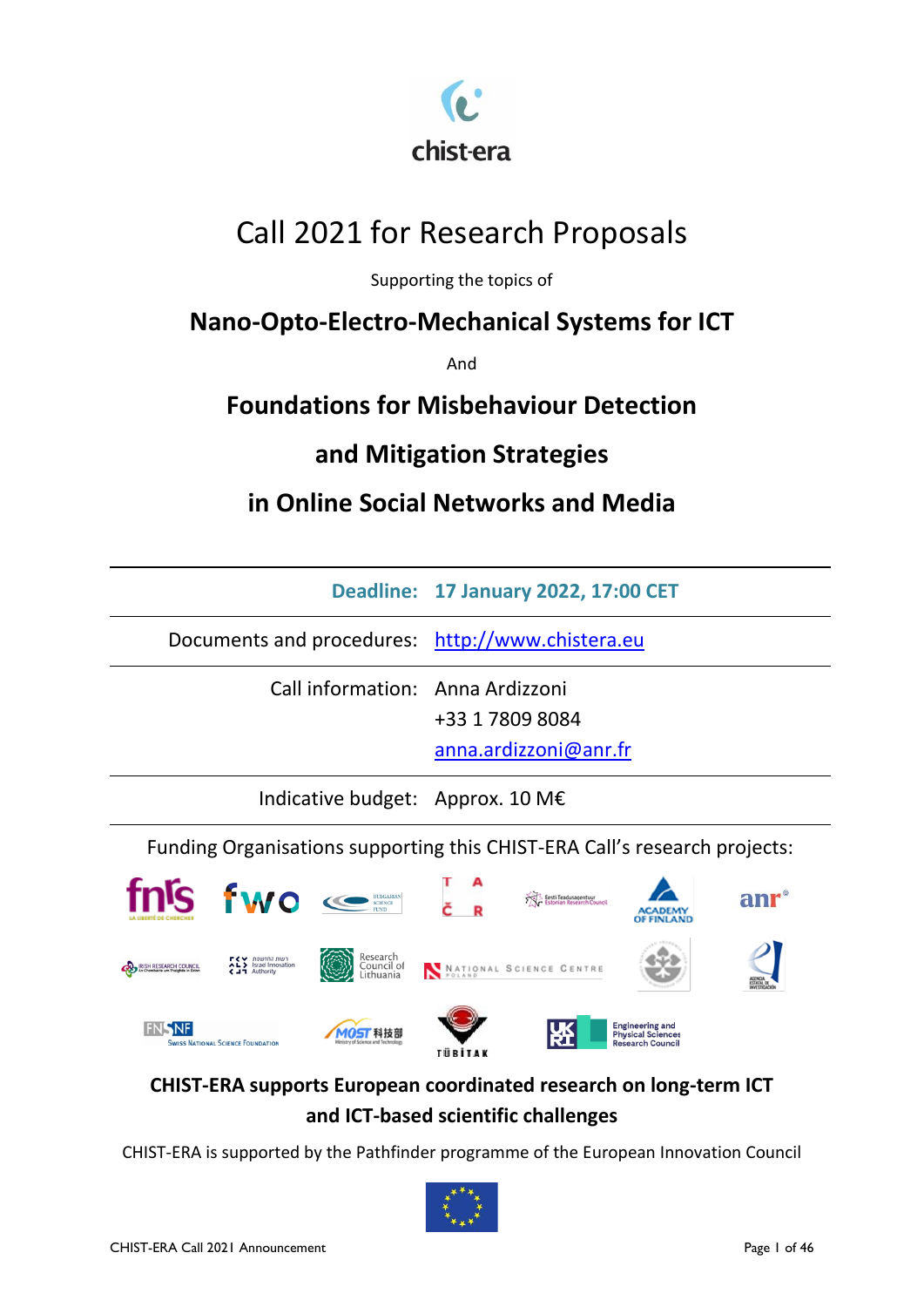chist-era

# Call 2021 for Research Proposals

Supporting the topics of

## Nano-Opto-Electro-Mechanical Systems for ICT

And

## Foundations for Misbehaviour Detection and Mitigation Strategies in Online Social Networks and Media

| | |
|---|---|
| **Deadline:** | **17 January 2022, 17:00 CET** |
| Documents and procedures: | http://www.chistera.eu |
| Call information: | Anna Ardizzoni<br>+33 1 7809 8084<br>anna.ardizzoni@anr.fr |
| Indicative budget: | Approx. 10 M€ |

Funding Organisations supporting this CHIST-ERA Call's research projects:

**CHIST-ERA supports European coordinated research on long-term ICT and ICT-based scientific challenges**

CHIST-ERA is supported by the Pathfinder programme of the European Innovation Council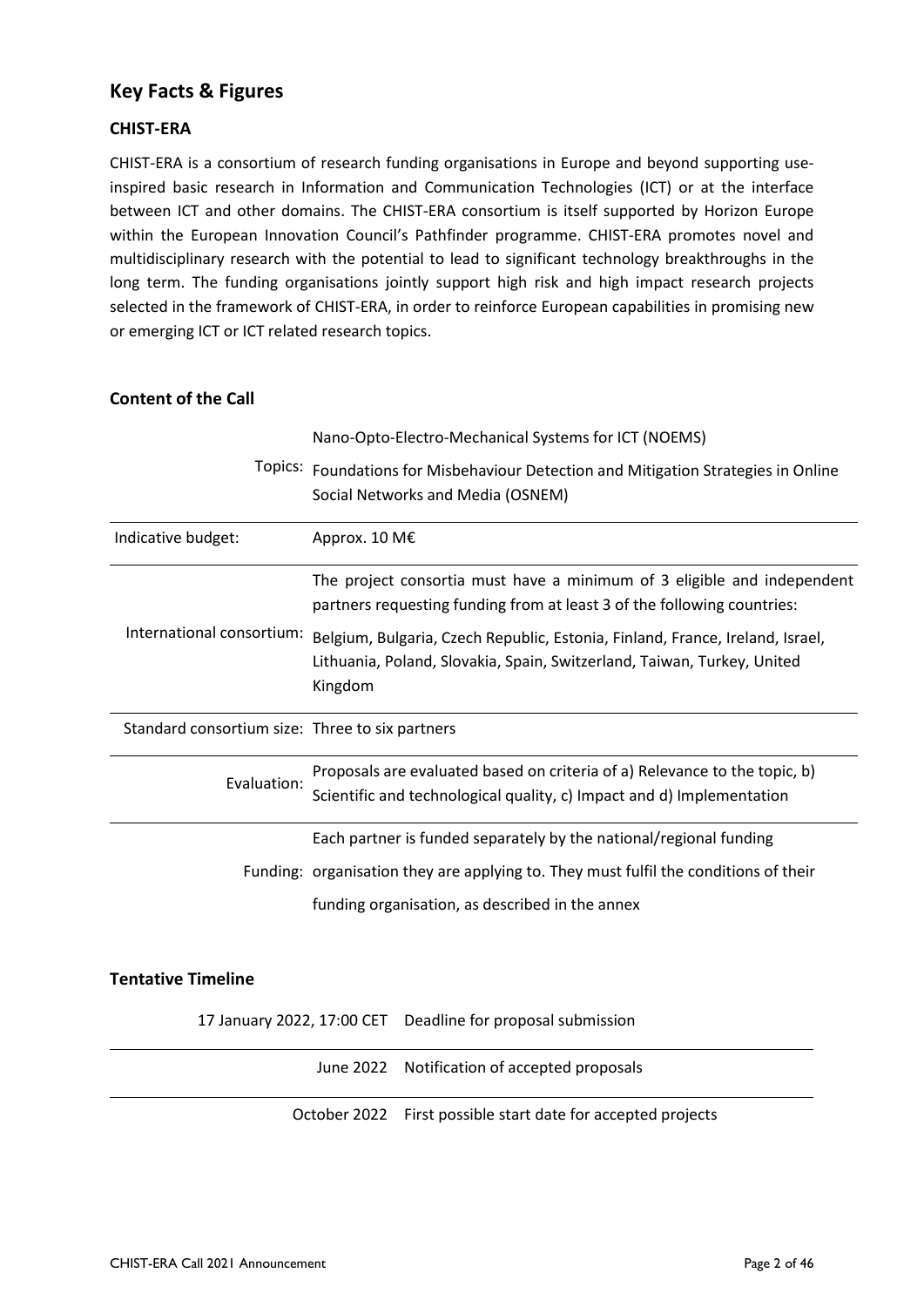## Key Facts & Figures

### CHIST-ERA

CHIST-ERA is a consortium of research funding organisations in Europe and beyond supporting use-inspired basic research in Information and Communication Technologies (ICT) or at the interface between ICT and other domains. The CHIST-ERA consortium is itself supported by Horizon Europe within the European Innovation Council's Pathfinder programme. CHIST-ERA promotes novel and multidisciplinary research with the potential to lead to significant technology breakthroughs in the long term. The funding organisations jointly support high risk and high impact research projects selected in the framework of CHIST-ERA, in order to reinforce European capabilities in promising new or emerging ICT or ICT related research topics.

### Content of the Call

| | |
|---|---|
| Topics: | Nano-Opto-Electro-Mechanical Systems for ICT (NOEMS)<br>Foundations for Misbehaviour Detection and Mitigation Strategies in Online Social Networks and Media (OSNEM) |
| Indicative budget: | Approx. 10 M€ |
| International consortium: | The project consortia must have a minimum of 3 eligible and independent partners requesting funding from at least 3 of the following countries:<br>Belgium, Bulgaria, Czech Republic, Estonia, Finland, France, Ireland, Israel, Lithuania, Poland, Slovakia, Spain, Switzerland, Taiwan, Turkey, United Kingdom |
| Standard consortium size: | Three to six partners |
| Evaluation: | Proposals are evaluated based on criteria of a) Relevance to the topic, b) Scientific and technological quality, c) Impact and d) Implementation |
| Funding: | Each partner is funded separately by the national/regional funding organisation they are applying to. They must fulfil the conditions of their funding organisation, as described in the annex |

### Tentative Timeline

| | |
|---|---|
| 17 January 2022, 17:00 CET | Deadline for proposal submission |
| June 2022 | Notification of accepted proposals |
| October 2022 | First possible start date for accepted projects |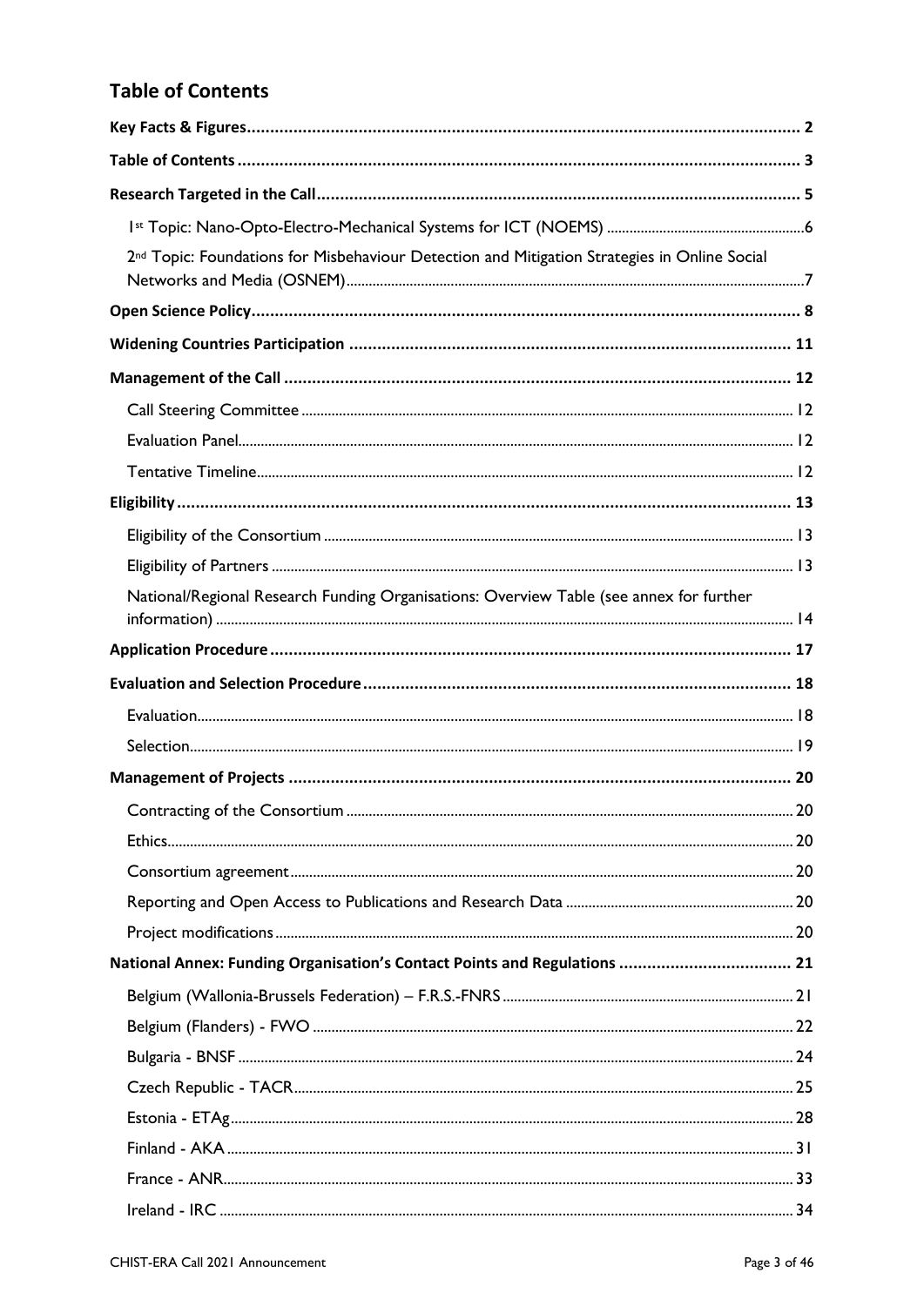## Table of Contents

**Key Facts & Figures** .......... 2

**Table of Contents** .......... 3

**Research Targeted in the Call** .......... 5

- 1st Topic: Nano-Opto-Electro-Mechanical Systems for ICT (NOEMS) .......... 6
- 2nd Topic: Foundations for Misbehaviour Detection and Mitigation Strategies in Online Social Networks and Media (OSNEM) .......... 7

**Open Science Policy** .......... 8

**Widening Countries Participation** .......... 11

**Management of the Call** .......... 12

- Call Steering Committee .......... 12
- Evaluation Panel .......... 12
- Tentative Timeline .......... 12

**Eligibility** .......... 13

- Eligibility of the Consortium .......... 13
- Eligibility of Partners .......... 13
- National/Regional Research Funding Organisations: Overview Table (see annex for further information) .......... 14

**Application Procedure** .......... 17

**Evaluation and Selection Procedure** .......... 18

- Evaluation .......... 18
- Selection .......... 19

**Management of Projects** .......... 20

- Contracting of the Consortium .......... 20
- Ethics .......... 20
- Consortium agreement .......... 20
- Reporting and Open Access to Publications and Research Data .......... 20
- Project modifications .......... 20

**National Annex: Funding Organisation's Contact Points and Regulations** .......... 21

- Belgium (Wallonia-Brussels Federation) – F.R.S.-FNRS .......... 21
- Belgium (Flanders) - FWO .......... 22
- Bulgaria - BNSF .......... 24
- Czech Republic - TACR .......... 25
- Estonia - ETAg .......... 28
- Finland - AKA .......... 31
- France - ANR .......... 33
- Ireland - IRC .......... 34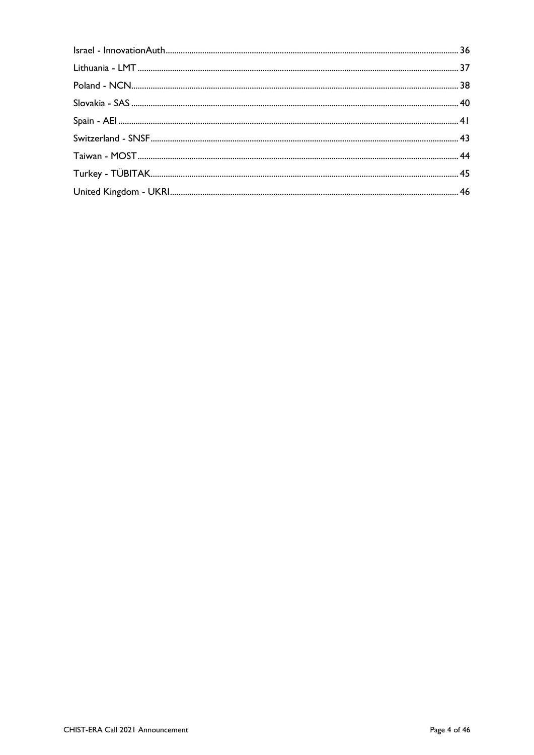Israel - InnovationAuth ........................................................................ 36

Lithuania - LMT ........................................................................ 37

Poland - NCN ........................................................................ 38

Slovakia - SAS ........................................................................ 40

Spain - AEI ........................................................................ 41

Switzerland - SNSF ........................................................................ 43

Taiwan - MOST ........................................................................ 44

Turkey - TÜBITAK ........................................................................ 45

United Kingdom - UKRI ........................................................................ 46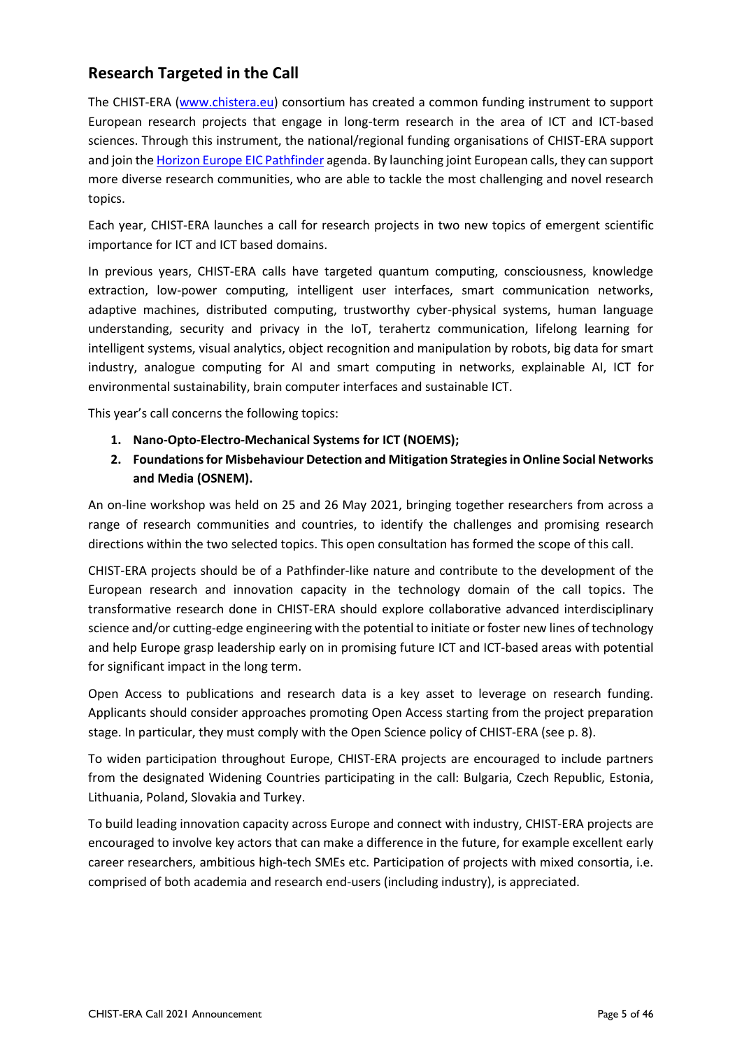## Research Targeted in the Call

The CHIST-ERA (www.chistera.eu) consortium has created a common funding instrument to support European research projects that engage in long-term research in the area of ICT and ICT-based sciences. Through this instrument, the national/regional funding organisations of CHIST-ERA support and join the Horizon Europe EIC Pathfinder agenda. By launching joint European calls, they can support more diverse research communities, who are able to tackle the most challenging and novel research topics.

Each year, CHIST-ERA launches a call for research projects in two new topics of emergent scientific importance for ICT and ICT based domains.

In previous years, CHIST-ERA calls have targeted quantum computing, consciousness, knowledge extraction, low-power computing, intelligent user interfaces, smart communication networks, adaptive machines, distributed computing, trustworthy cyber-physical systems, human language understanding, security and privacy in the IoT, terahertz communication, lifelong learning for intelligent systems, visual analytics, object recognition and manipulation by robots, big data for smart industry, analogue computing for AI and smart computing in networks, explainable AI, ICT for environmental sustainability, brain computer interfaces and sustainable ICT.

This year's call concerns the following topics:

1. **Nano-Opto-Electro-Mechanical Systems for ICT (NOEMS);**
2. **Foundations for Misbehaviour Detection and Mitigation Strategies in Online Social Networks and Media (OSNEM).**

An on-line workshop was held on 25 and 26 May 2021, bringing together researchers from across a range of research communities and countries, to identify the challenges and promising research directions within the two selected topics. This open consultation has formed the scope of this call.

CHIST-ERA projects should be of a Pathfinder-like nature and contribute to the development of the European research and innovation capacity in the technology domain of the call topics. The transformative research done in CHIST-ERA should explore collaborative advanced interdisciplinary science and/or cutting-edge engineering with the potential to initiate or foster new lines of technology and help Europe grasp leadership early on in promising future ICT and ICT-based areas with potential for significant impact in the long term.

Open Access to publications and research data is a key asset to leverage on research funding. Applicants should consider approaches promoting Open Access starting from the project preparation stage. In particular, they must comply with the Open Science policy of CHIST-ERA (see p. 8).

To widen participation throughout Europe, CHIST-ERA projects are encouraged to include partners from the designated Widening Countries participating in the call: Bulgaria, Czech Republic, Estonia, Lithuania, Poland, Slovakia and Turkey.

To build leading innovation capacity across Europe and connect with industry, CHIST-ERA projects are encouraged to involve key actors that can make a difference in the future, for example excellent early career researchers, ambitious high-tech SMEs etc. Participation of projects with mixed consortia, i.e. comprised of both academia and research end-users (including industry), is appreciated.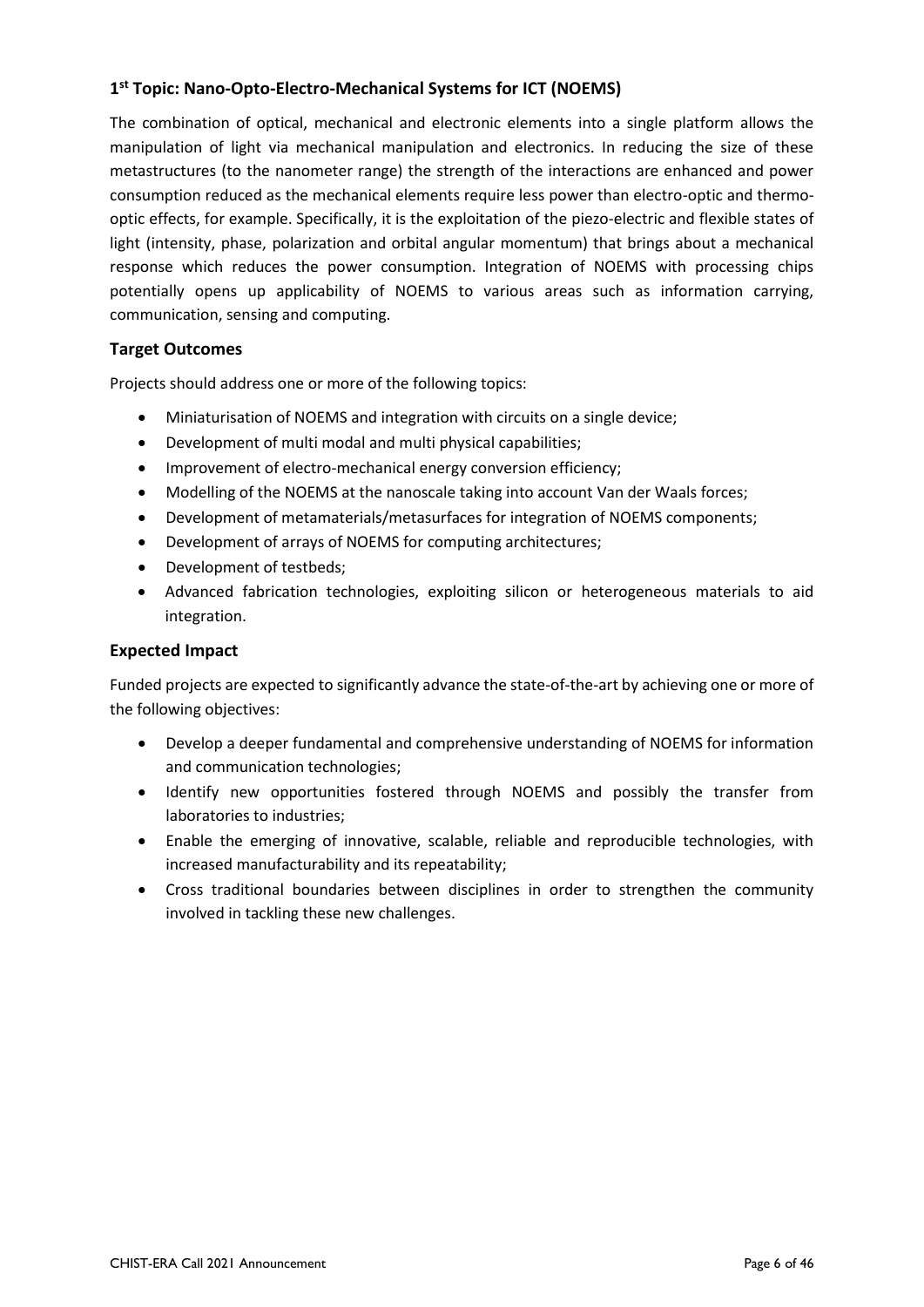## 1st Topic: Nano-Opto-Electro-Mechanical Systems for ICT (NOEMS)

The combination of optical, mechanical and electronic elements into a single platform allows the manipulation of light via mechanical manipulation and electronics. In reducing the size of these metastructures (to the nanometer range) the strength of the interactions are enhanced and power consumption reduced as the mechanical elements require less power than electro-optic and thermo-optic effects, for example. Specifically, it is the exploitation of the piezo-electric and flexible states of light (intensity, phase, polarization and orbital angular momentum) that brings about a mechanical response which reduces the power consumption. Integration of NOEMS with processing chips potentially opens up applicability of NOEMS to various areas such as information carrying, communication, sensing and computing.

### Target Outcomes

Projects should address one or more of the following topics:

- Miniaturisation of NOEMS and integration with circuits on a single device;
- Development of multi modal and multi physical capabilities;
- Improvement of electro-mechanical energy conversion efficiency;
- Modelling of the NOEMS at the nanoscale taking into account Van der Waals forces;
- Development of metamaterials/metasurfaces for integration of NOEMS components;
- Development of arrays of NOEMS for computing architectures;
- Development of testbeds;
- Advanced fabrication technologies, exploiting silicon or heterogeneous materials to aid integration.

### Expected Impact

Funded projects are expected to significantly advance the state-of-the-art by achieving one or more of the following objectives:

- Develop a deeper fundamental and comprehensive understanding of NOEMS for information and communication technologies;
- Identify new opportunities fostered through NOEMS and possibly the transfer from laboratories to industries;
- Enable the emerging of innovative, scalable, reliable and reproducible technologies, with increased manufacturability and its repeatability;
- Cross traditional boundaries between disciplines in order to strengthen the community involved in tackling these new challenges.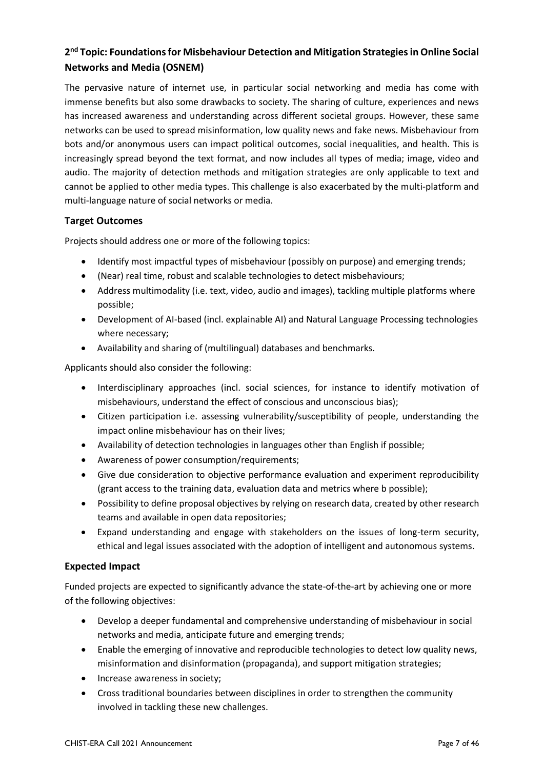## 2nd Topic: Foundations for Misbehaviour Detection and Mitigation Strategies in Online Social Networks and Media (OSNEM)

The pervasive nature of internet use, in particular social networking and media has come with immense benefits but also some drawbacks to society. The sharing of culture, experiences and news has increased awareness and understanding across different societal groups. However, these same networks can be used to spread misinformation, low quality news and fake news. Misbehaviour from bots and/or anonymous users can impact political outcomes, social inequalities, and health. This is increasingly spread beyond the text format, and now includes all types of media; image, video and audio. The majority of detection methods and mitigation strategies are only applicable to text and cannot be applied to other media types. This challenge is also exacerbated by the multi-platform and multi-language nature of social networks or media.

### Target Outcomes

Projects should address one or more of the following topics:

- Identify most impactful types of misbehaviour (possibly on purpose) and emerging trends;
- (Near) real time, robust and scalable technologies to detect misbehaviours;
- Address multimodality (i.e. text, video, audio and images), tackling multiple platforms where possible;
- Development of AI-based (incl. explainable AI) and Natural Language Processing technologies where necessary;
- Availability and sharing of (multilingual) databases and benchmarks.

Applicants should also consider the following:

- Interdisciplinary approaches (incl. social sciences, for instance to identify motivation of misbehaviours, understand the effect of conscious and unconscious bias);
- Citizen participation i.e. assessing vulnerability/susceptibility of people, understanding the impact online misbehaviour has on their lives;
- Availability of detection technologies in languages other than English if possible;
- Awareness of power consumption/requirements;
- Give due consideration to objective performance evaluation and experiment reproducibility (grant access to the training data, evaluation data and metrics where b possible);
- Possibility to define proposal objectives by relying on research data, created by other research teams and available in open data repositories;
- Expand understanding and engage with stakeholders on the issues of long-term security, ethical and legal issues associated with the adoption of intelligent and autonomous systems.

### Expected Impact

Funded projects are expected to significantly advance the state-of-the-art by achieving one or more of the following objectives:

- Develop a deeper fundamental and comprehensive understanding of misbehaviour in social networks and media, anticipate future and emerging trends;
- Enable the emerging of innovative and reproducible technologies to detect low quality news, misinformation and disinformation (propaganda), and support mitigation strategies;
- Increase awareness in society;
- Cross traditional boundaries between disciplines in order to strengthen the community involved in tackling these new challenges.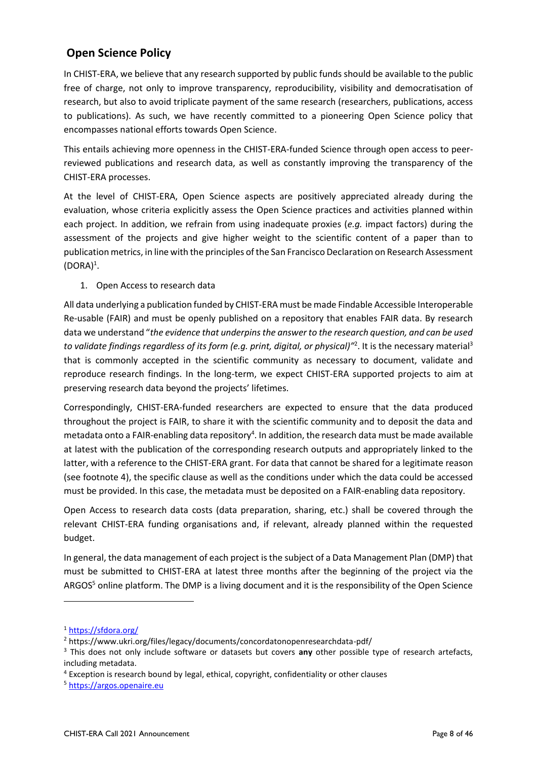## Open Science Policy

In CHIST-ERA, we believe that any research supported by public funds should be available to the public free of charge, not only to improve transparency, reproducibility, visibility and democratisation of research, but also to avoid triplicate payment of the same research (researchers, publications, access to publications). As such, we have recently committed to a pioneering Open Science policy that encompasses national efforts towards Open Science.

This entails achieving more openness in the CHIST-ERA-funded Science through open access to peer-reviewed publications and research data, as well as constantly improving the transparency of the CHIST-ERA processes.

At the level of CHIST-ERA, Open Science aspects are positively appreciated already during the evaluation, whose criteria explicitly assess the Open Science practices and activities planned within each project. In addition, we refrain from using inadequate proxies (*e.g.* impact factors) during the assessment of the projects and give higher weight to the scientific content of a paper than to publication metrics, in line with the principles of the San Francisco Declaration on Research Assessment (DORA)[1].

1. Open Access to research data

All data underlying a publication funded by CHIST-ERA must be made Findable Accessible Interoperable Re-usable (FAIR) and must be openly published on a repository that enables FAIR data. By research data we understand "*the evidence that underpins the answer to the research question, and can be used to validate findings regardless of its form (e.g. print, digital, or physical)*"[2]. It is the necessary material[3] that is commonly accepted in the scientific community as necessary to document, validate and reproduce research findings. In the long-term, we expect CHIST-ERA supported projects to aim at preserving research data beyond the projects' lifetimes.

Correspondingly, CHIST-ERA-funded researchers are expected to ensure that the data produced throughout the project is FAIR, to share it with the scientific community and to deposit the data and metadata onto a FAIR-enabling data repository[4]. In addition, the research data must be made available at latest with the publication of the corresponding research outputs and appropriately linked to the latter, with a reference to the CHIST-ERA grant. For data that cannot be shared for a legitimate reason (see footnote 4), the specific clause as well as the conditions under which the data could be accessed must be provided. In this case, the metadata must be deposited on a FAIR-enabling data repository.

Open Access to research data costs (data preparation, sharing, etc.) shall be covered through the relevant CHIST-ERA funding organisations and, if relevant, already planned within the requested budget.

In general, the data management of each project is the subject of a Data Management Plan (DMP) that must be submitted to CHIST-ERA at latest three months after the beginning of the project via the ARGOS[5] online platform. The DMP is a living document and it is the responsibility of the Open Science

---

[1] https://sfdora.org/

[2] https://www.ukri.org/files/legacy/documents/concordatonopenresearchdata-pdf/

[3] This does not only include software or datasets but covers **any** other possible type of research artefacts, including metadata.

[4] Exception is research bound by legal, ethical, copyright, confidentiality or other clauses

[5] https://argos.openaire.eu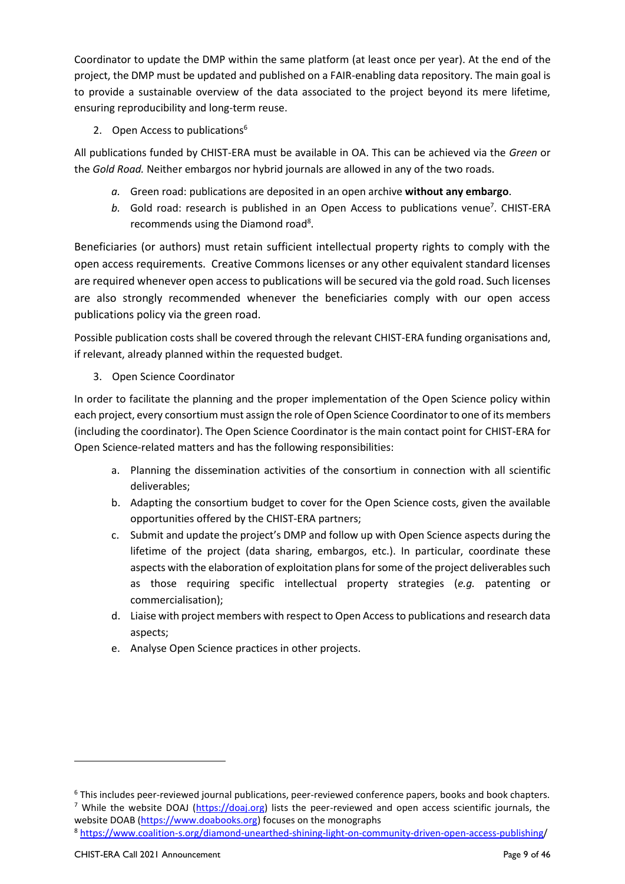Coordinator to update the DMP within the same platform (at least once per year). At the end of the project, the DMP must be updated and published on a FAIR-enabling data repository. The main goal is to provide a sustainable overview of the data associated to the project beyond its mere lifetime, ensuring reproducibility and long-term reuse.

2. Open Access to publications[6]

All publications funded by CHIST-ERA must be available in OA. This can be achieved via the *Green* or the *Gold Road.* Neither embargos nor hybrid journals are allowed in any of the two roads.

*a.* Green road: publications are deposited in an open archive **without any embargo**.

*b.* Gold road: research is published in an Open Access to publications venue[7]. CHIST-ERA recommends using the Diamond road[8].

Beneficiaries (or authors) must retain sufficient intellectual property rights to comply with the open access requirements. Creative Commons licenses or any other equivalent standard licenses are required whenever open access to publications will be secured via the gold road. Such licenses are also strongly recommended whenever the beneficiaries comply with our open access publications policy via the green road.

Possible publication costs shall be covered through the relevant CHIST-ERA funding organisations and, if relevant, already planned within the requested budget.

3. Open Science Coordinator

In order to facilitate the planning and the proper implementation of the Open Science policy within each project, every consortium must assign the role of Open Science Coordinator to one of its members (including the coordinator). The Open Science Coordinator is the main contact point for CHIST-ERA for Open Science-related matters and has the following responsibilities:

a. Planning the dissemination activities of the consortium in connection with all scientific deliverables;
b. Adapting the consortium budget to cover for the Open Science costs, given the available opportunities offered by the CHIST-ERA partners;
c. Submit and update the project's DMP and follow up with Open Science aspects during the lifetime of the project (data sharing, embargos, etc.). In particular, coordinate these aspects with the elaboration of exploitation plans for some of the project deliverables such as those requiring specific intellectual property strategies (*e.g.* patenting or commercialisation);
d. Liaise with project members with respect to Open Access to publications and research data aspects;
e. Analyse Open Science practices in other projects.

---

[6] This includes peer-reviewed journal publications, peer-reviewed conference papers, books and book chapters.

[7] While the website DOAJ (https://doaj.org) lists the peer-reviewed and open access scientific journals, the website DOAB (https://www.doabooks.org) focuses on the monographs

[8] https://www.coalition-s.org/diamond-unearthed-shining-light-on-community-driven-open-access-publishing/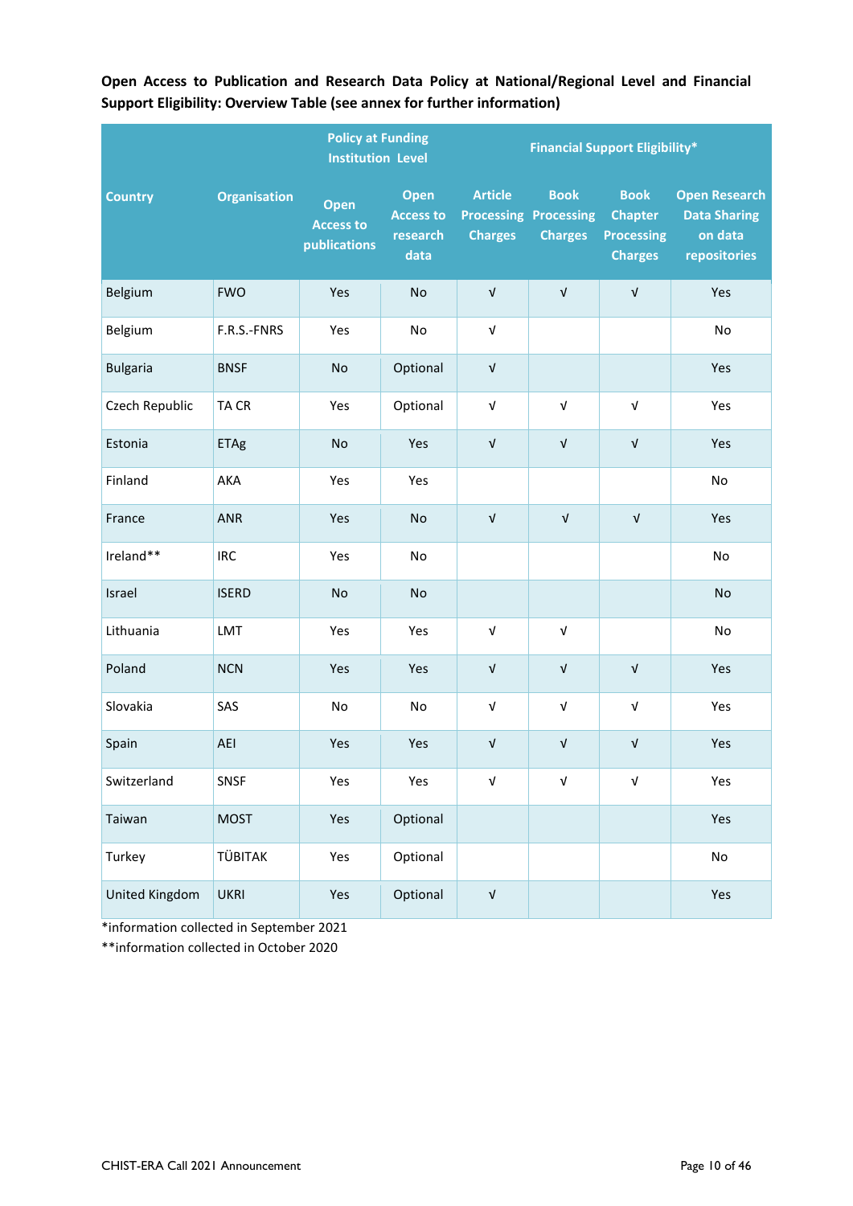**Open Access to Publication and Research Data Policy at National/Regional Level and Financial Support Eligibility: Overview Table (see annex for further information)**

| Country | Organisation | Policy at Funding Institution Level | | Financial Support Eligibility* | | | |
|---|---|---|---|---|---|---|---|
| | | Open Access to publications | Open Access to research data | Article Processing Charges | Book Processing Charges | Book Chapter Processing Charges | Open Research Data Sharing on data repositories |
| Belgium | FWO | Yes | No | √ | √ | √ | Yes |
| Belgium | F.R.S.-FNRS | Yes | No | √ | | | No |
| Bulgaria | BNSF | No | Optional | √ | | | Yes |
| Czech Republic | TA CR | Yes | Optional | √ | √ | √ | Yes |
| Estonia | ETAg | No | Yes | √ | √ | √ | Yes |
| Finland | AKA | Yes | Yes | | | | No |
| France | ANR | Yes | No | √ | √ | √ | Yes |
| Ireland** | IRC | Yes | No | | | | No |
| Israel | ISERD | No | No | | | | No |
| Lithuania | LMT | Yes | Yes | √ | √ | | No |
| Poland | NCN | Yes | Yes | √ | √ | √ | Yes |
| Slovakia | SAS | No | No | √ | √ | √ | Yes |
| Spain | AEI | Yes | Yes | √ | √ | √ | Yes |
| Switzerland | SNSF | Yes | Yes | √ | √ | √ | Yes |
| Taiwan | MOST | Yes | Optional | | | | Yes |
| Turkey | TÜBITAK | Yes | Optional | | | | No |
| United Kingdom | UKRI | Yes | Optional | √ | | | Yes |

*information collected in September 2021

**information collected in October 2020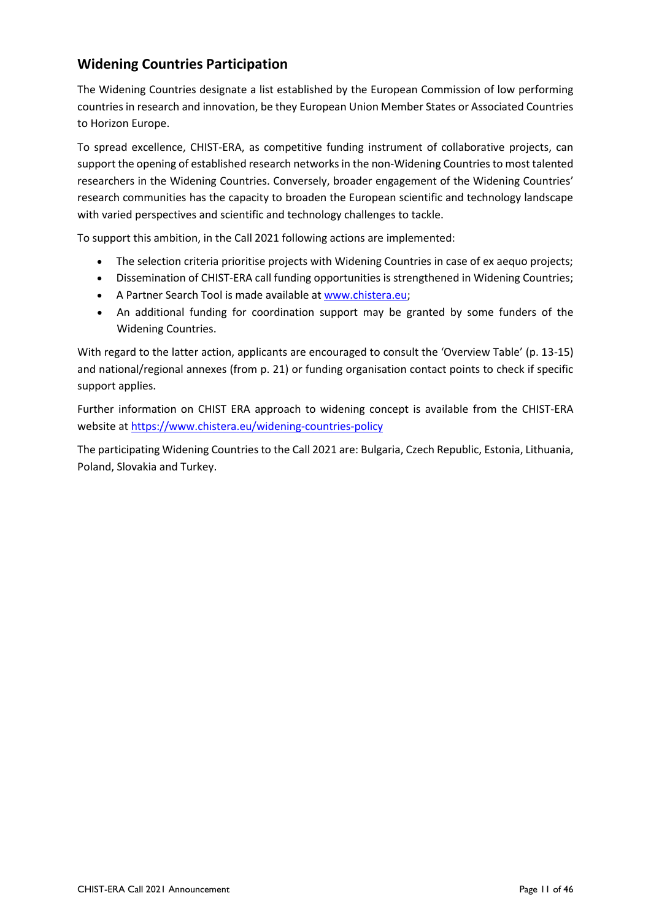## Widening Countries Participation

The Widening Countries designate a list established by the European Commission of low performing countries in research and innovation, be they European Union Member States or Associated Countries to Horizon Europe.

To spread excellence, CHIST-ERA, as competitive funding instrument of collaborative projects, can support the opening of established research networks in the non-Widening Countries to most talented researchers in the Widening Countries. Conversely, broader engagement of the Widening Countries' research communities has the capacity to broaden the European scientific and technology landscape with varied perspectives and scientific and technology challenges to tackle.

To support this ambition, in the Call 2021 following actions are implemented:

- The selection criteria prioritise projects with Widening Countries in case of ex aequo projects;
- Dissemination of CHIST-ERA call funding opportunities is strengthened in Widening Countries;
- A Partner Search Tool is made available at [www.chistera.eu](www.chistera.eu);
- An additional funding for coordination support may be granted by some funders of the Widening Countries.

With regard to the latter action, applicants are encouraged to consult the 'Overview Table' (p. 13-15) and national/regional annexes (from p. 21) or funding organisation contact points to check if specific support applies.

Further information on CHIST ERA approach to widening concept is available from the CHIST-ERA website at [https://www.chistera.eu/widening-countries-policy](https://www.chistera.eu/widening-countries-policy)

The participating Widening Countries to the Call 2021 are: Bulgaria, Czech Republic, Estonia, Lithuania, Poland, Slovakia and Turkey.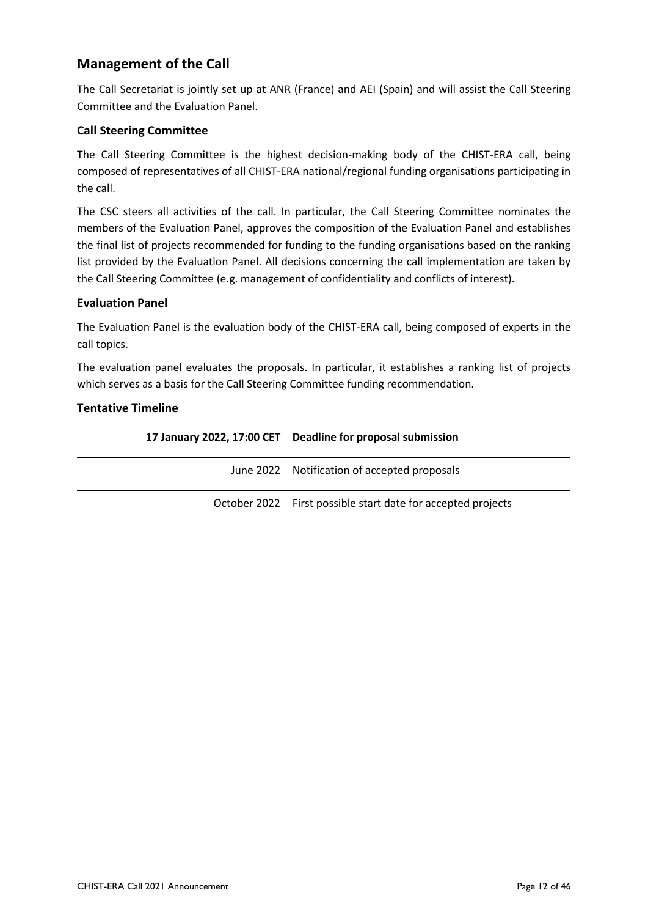## Management of the Call

The Call Secretariat is jointly set up at ANR (France) and AEI (Spain) and will assist the Call Steering Committee and the Evaluation Panel.

### Call Steering Committee

The Call Steering Committee is the highest decision-making body of the CHIST-ERA call, being composed of representatives of all CHIST-ERA national/regional funding organisations participating in the call.

The CSC steers all activities of the call. In particular, the Call Steering Committee nominates the members of the Evaluation Panel, approves the composition of the Evaluation Panel and establishes the final list of projects recommended for funding to the funding organisations based on the ranking list provided by the Evaluation Panel. All decisions concerning the call implementation are taken by the Call Steering Committee (e.g. management of confidentiality and conflicts of interest).

### Evaluation Panel

The Evaluation Panel is the evaluation body of the CHIST-ERA call, being composed of experts in the call topics.

The evaluation panel evaluates the proposals. In particular, it establishes a ranking list of projects which serves as a basis for the Call Steering Committee funding recommendation.

### Tentative Timeline

| **17 January 2022, 17:00 CET** | **Deadline for proposal submission** |
|---:|---|
| June 2022 | Notification of accepted proposals |
| October 2022 | First possible start date for accepted projects |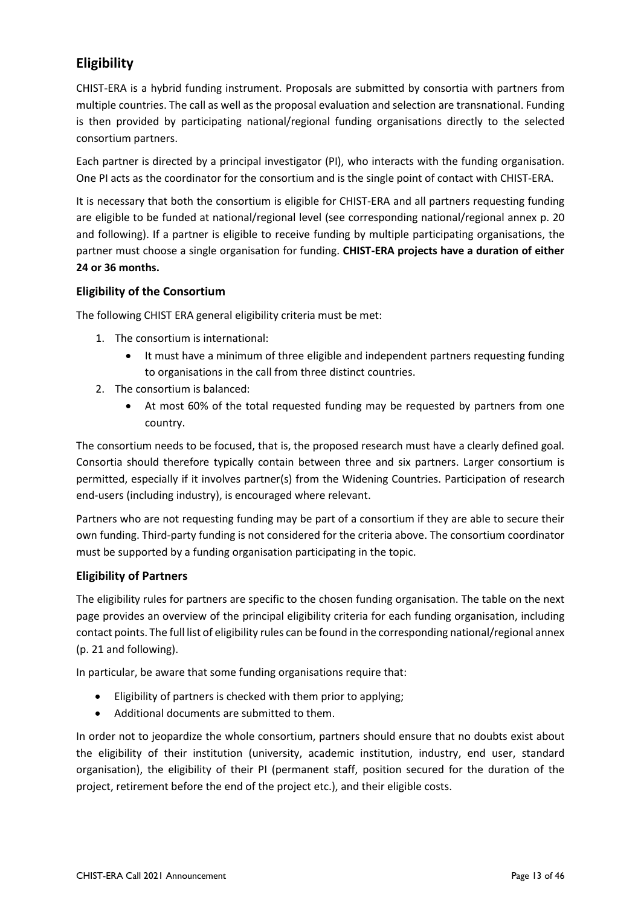## Eligibility

CHIST-ERA is a hybrid funding instrument. Proposals are submitted by consortia with partners from multiple countries. The call as well as the proposal evaluation and selection are transnational. Funding is then provided by participating national/regional funding organisations directly to the selected consortium partners.

Each partner is directed by a principal investigator (PI), who interacts with the funding organisation. One PI acts as the coordinator for the consortium and is the single point of contact with CHIST-ERA.

It is necessary that both the consortium is eligible for CHIST-ERA and all partners requesting funding are eligible to be funded at national/regional level (see corresponding national/regional annex p. 20 and following). If a partner is eligible to receive funding by multiple participating organisations, the partner must choose a single organisation for funding. **CHIST-ERA projects have a duration of either 24 or 36 months.**

### Eligibility of the Consortium

The following CHIST ERA general eligibility criteria must be met:

1. The consortium is international:
   - It must have a minimum of three eligible and independent partners requesting funding to organisations in the call from three distinct countries.
2. The consortium is balanced:
   - At most 60% of the total requested funding may be requested by partners from one country.

The consortium needs to be focused, that is, the proposed research must have a clearly defined goal. Consortia should therefore typically contain between three and six partners. Larger consortium is permitted, especially if it involves partner(s) from the Widening Countries. Participation of research end-users (including industry), is encouraged where relevant.

Partners who are not requesting funding may be part of a consortium if they are able to secure their own funding. Third-party funding is not considered for the criteria above. The consortium coordinator must be supported by a funding organisation participating in the topic.

### Eligibility of Partners

The eligibility rules for partners are specific to the chosen funding organisation. The table on the next page provides an overview of the principal eligibility criteria for each funding organisation, including contact points. The full list of eligibility rules can be found in the corresponding national/regional annex (p. 21 and following).

In particular, be aware that some funding organisations require that:

- Eligibility of partners is checked with them prior to applying;
- Additional documents are submitted to them.

In order not to jeopardize the whole consortium, partners should ensure that no doubts exist about the eligibility of their institution (university, academic institution, industry, end user, standard organisation), the eligibility of their PI (permanent staff, position secured for the duration of the project, retirement before the end of the project etc.), and their eligible costs.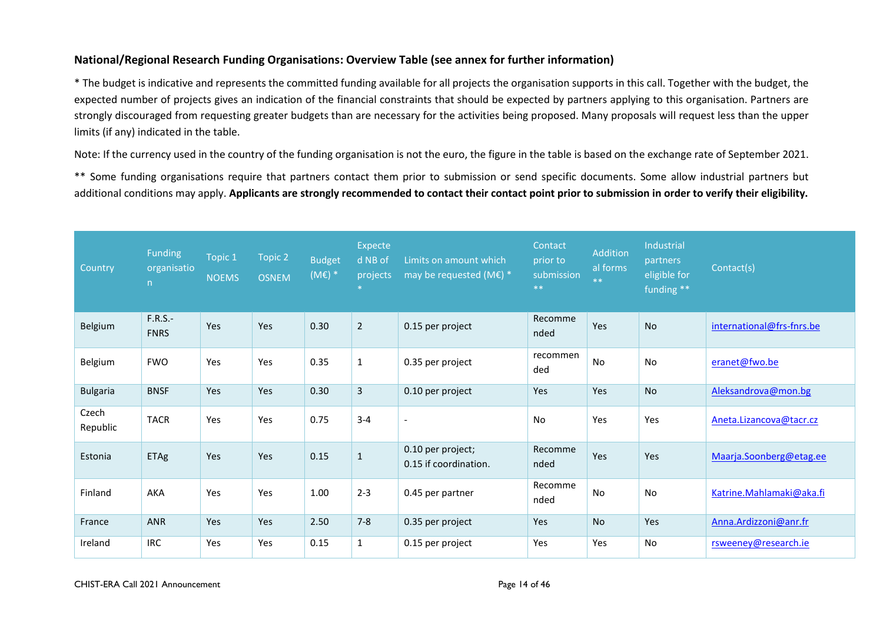### National/Regional Research Funding Organisations: Overview Table (see annex for further information)

* The budget is indicative and represents the committed funding available for all projects the organisation supports in this call. Together with the budget, the expected number of projects gives an indication of the financial constraints that should be expected by partners applying to this organisation. Partners are strongly discouraged from requesting greater budgets than are necessary for the activities being proposed. Many proposals will request less than the upper limits (if any) indicated in the table.

Note: If the currency used in the country of the funding organisation is not the euro, the figure in the table is based on the exchange rate of September 2021.

** Some funding organisations require that partners contact them prior to submission or send specific documents. Some allow industrial partners but additional conditions may apply. **Applicants are strongly recommended to contact their contact point prior to submission in order to verify their eligibility.**

| Country | Funding organisation | Topic 1 NOEMS | Topic 2 OSNEM | Budget (M€) * | Expected NB of projects * | Limits on amount which may be requested (M€) * | Contact prior to submission ** | Additional forms ** | Industrial partners eligible for funding ** | Contact(s) |
|---|---|---|---|---|---|---|---|---|---|---|
| Belgium | F.R.S.-FNRS | Yes | Yes | 0.30 | 2 | 0.15 per project | Recommended | Yes | No | international@frs-fnrs.be |
| Belgium | FWO | Yes | Yes | 0.35 | 1 | 0.35 per project | recommended | No | No | eranet@fwo.be |
| Bulgaria | BNSF | Yes | Yes | 0.30 | 3 | 0.10 per project | Yes | Yes | No | Aleksandrova@mon.bg |
| Czech Republic | TACR | Yes | Yes | 0.75 | 3-4 | - | No | Yes | Yes | Aneta.Lizancova@tacr.cz |
| Estonia | ETAg | Yes | Yes | 0.15 | 1 | 0.10 per project; 0.15 if coordination. | Recommended | Yes | Yes | Maarja.Soonberg@etag.ee |
| Finland | AKA | Yes | Yes | 1.00 | 2-3 | 0.45 per partner | Recommended | No | No | Katrine.Mahlamaki@aka.fi |
| France | ANR | Yes | Yes | 2.50 | 7-8 | 0.35 per project | Yes | No | Yes | Anna.Ardizzoni@anr.fr |
| Ireland | IRC | Yes | Yes | 0.15 | 1 | 0.15 per project | Yes | Yes | No | rsweeney@research.ie |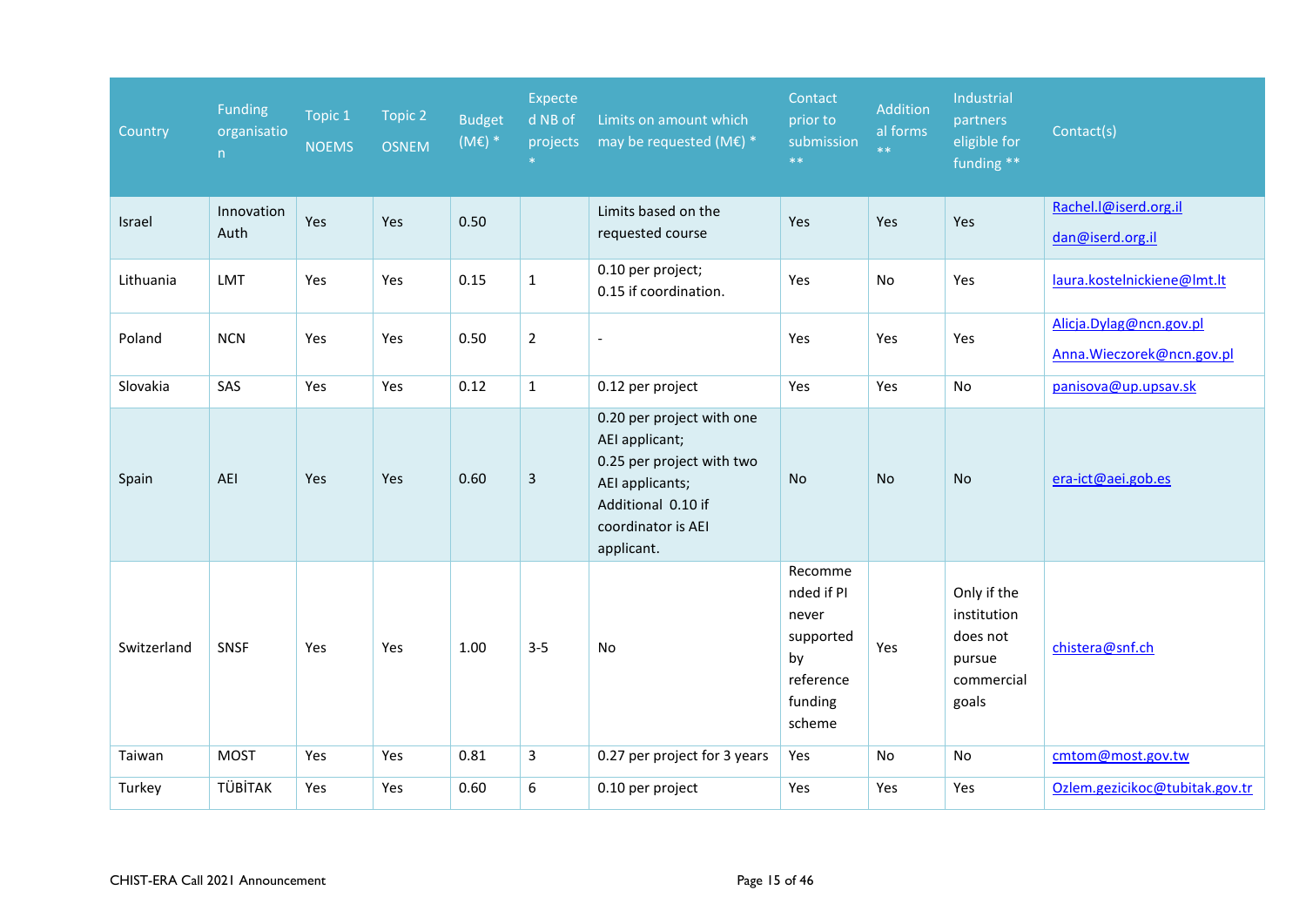| Country | Funding organisation | Topic 1 NOEMS | Topic 2 OSNEM | Budget (M€) * | Expected NB of projects * | Limits on amount which may be requested (M€) * | Contact prior to submission ** | Additional forms ** | Industrial partners eligible for funding ** | Contact(s) |
|---|---|---|---|---|---|---|---|---|---|---|
| Israel | Innovation Auth | Yes | Yes | 0.50 | | Limits based on the requested course | Yes | Yes | Yes | Rachel.l@iserd.org.il dan@iserd.org.il |
| Lithuania | LMT | Yes | Yes | 0.15 | 1 | 0.10 per project; 0.15 if coordination. | Yes | No | Yes | laura.kostelnickiene@lmt.lt |
| Poland | NCN | Yes | Yes | 0.50 | 2 | - | Yes | Yes | Yes | Alicja.Dylag@ncn.gov.pl Anna.Wieczorek@ncn.gov.pl |
| Slovakia | SAS | Yes | Yes | 0.12 | 1 | 0.12 per project | Yes | Yes | No | panisova@up.upsav.sk |
| Spain | AEI | Yes | Yes | 0.60 | 3 | 0.20 per project with one AEI applicant; 0.25 per project with two AEI applicants; Additional 0.10 if coordinator is AEI applicant. | No | No | No | era-ict@aei.gob.es |
| Switzerland | SNSF | Yes | Yes | 1.00 | 3-5 | No | Recommended if PI never supported by reference funding scheme | Yes | Only if the institution does not pursue commercial goals | chistera@snf.ch |
| Taiwan | MOST | Yes | Yes | 0.81 | 3 | 0.27 per project for 3 years | Yes | No | No | cmtom@most.gov.tw |
| Turkey | TÜBİTAK | Yes | Yes | 0.60 | 6 | 0.10 per project | Yes | Yes | Yes | Ozlem.gezicikoc@tubitak.gov.tr |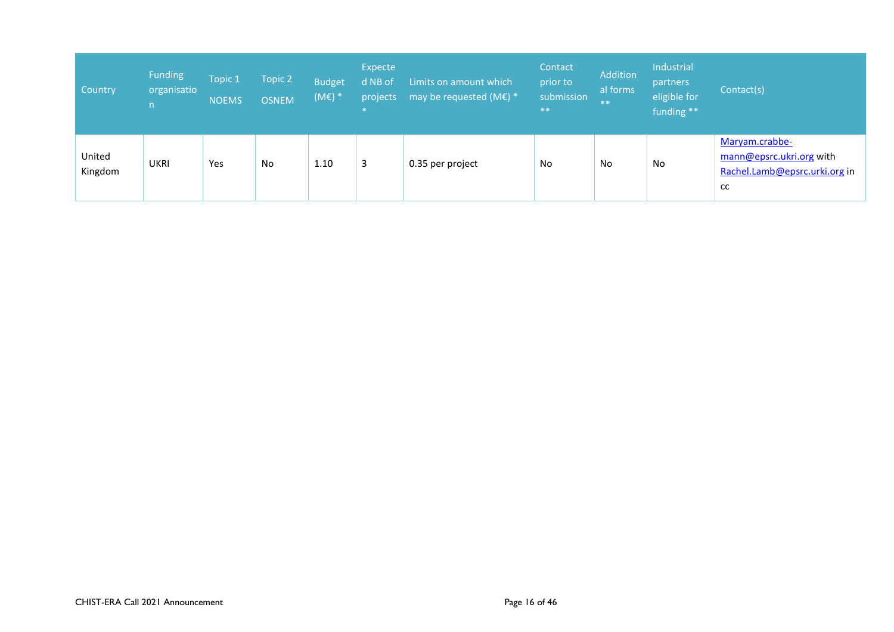| Country | Funding organisation | Topic 1 NOEMS | Topic 2 OSNEM | Budget (M€) * | Expected NB of projects * | Limits on amount which may be requested (M€) * | Contact prior to submission ** | Additional forms ** | Industrial partners eligible for funding ** | Contact(s) |
|---|---|---|---|---|---|---|---|---|---|---|
| United Kingdom | UKRI | Yes | No | 1.10 | 3 | 0.35 per project | No | No | No | Maryam.crabbe-mann@epsrc.ukri.org with Rachel.Lamb@epsrc.urki.org in cc |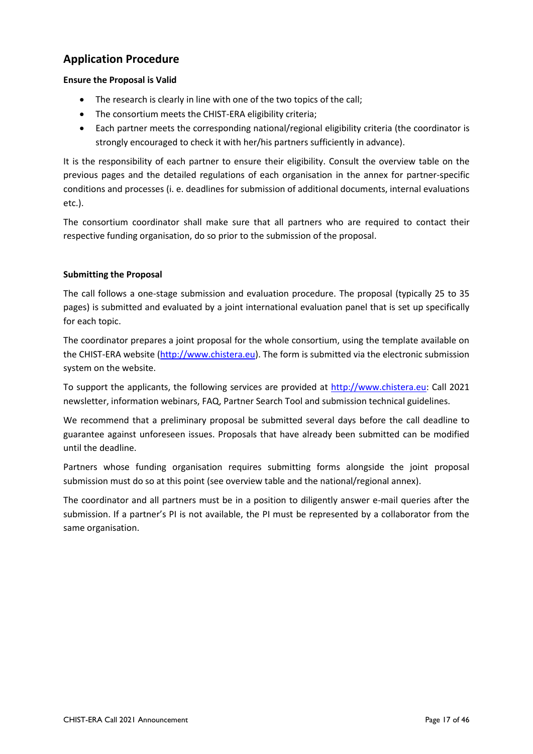## Application Procedure

**Ensure the Proposal is Valid**

- The research is clearly in line with one of the two topics of the call;
- The consortium meets the CHIST-ERA eligibility criteria;
- Each partner meets the corresponding national/regional eligibility criteria (the coordinator is strongly encouraged to check it with her/his partners sufficiently in advance).

It is the responsibility of each partner to ensure their eligibility. Consult the overview table on the previous pages and the detailed regulations of each organisation in the annex for partner-specific conditions and processes (i. e. deadlines for submission of additional documents, internal evaluations etc.).

The consortium coordinator shall make sure that all partners who are required to contact their respective funding organisation, do so prior to the submission of the proposal.

**Submitting the Proposal**

The call follows a one-stage submission and evaluation procedure. The proposal (typically 25 to 35 pages) is submitted and evaluated by a joint international evaluation panel that is set up specifically for each topic.

The coordinator prepares a joint proposal for the whole consortium, using the template available on the CHIST-ERA website (http://www.chistera.eu). The form is submitted via the electronic submission system on the website.

To support the applicants, the following services are provided at http://www.chistera.eu: Call 2021 newsletter, information webinars, FAQ, Partner Search Tool and submission technical guidelines.

We recommend that a preliminary proposal be submitted several days before the call deadline to guarantee against unforeseen issues. Proposals that have already been submitted can be modified until the deadline.

Partners whose funding organisation requires submitting forms alongside the joint proposal submission must do so at this point (see overview table and the national/regional annex).

The coordinator and all partners must be in a position to diligently answer e-mail queries after the submission. If a partner's PI is not available, the PI must be represented by a collaborator from the same organisation.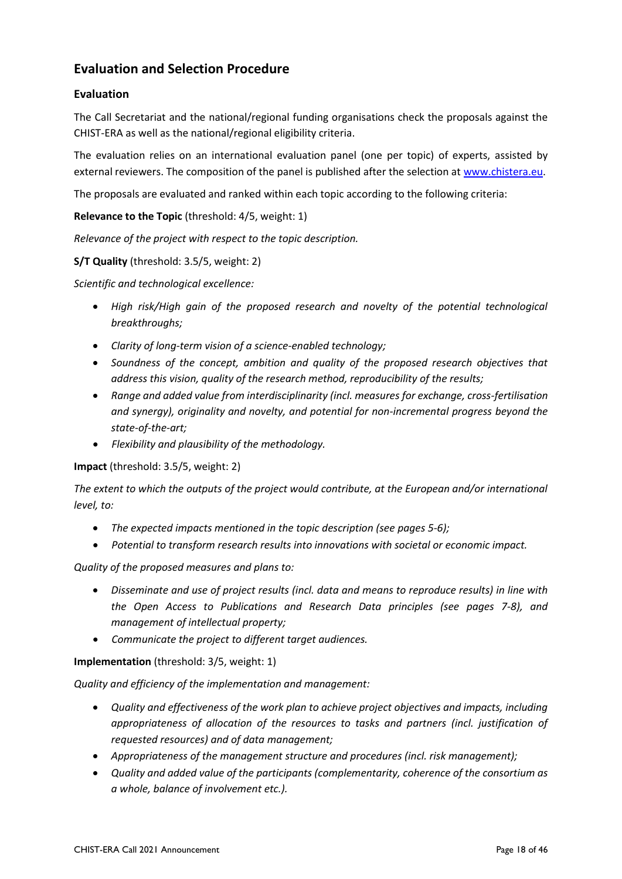## Evaluation and Selection Procedure

### Evaluation

The Call Secretariat and the national/regional funding organisations check the proposals against the CHIST-ERA as well as the national/regional eligibility criteria.

The evaluation relies on an international evaluation panel (one per topic) of experts, assisted by external reviewers. The composition of the panel is published after the selection at www.chistera.eu.

The proposals are evaluated and ranked within each topic according to the following criteria:

**Relevance to the Topic** (threshold: 4/5, weight: 1)

*Relevance of the project with respect to the topic description.*

**S/T Quality** (threshold: 3.5/5, weight: 2)

*Scientific and technological excellence:*

- *High risk/High gain of the proposed research and novelty of the potential technological breakthroughs;*
- *Clarity of long-term vision of a science-enabled technology;*
- *Soundness of the concept, ambition and quality of the proposed research objectives that address this vision, quality of the research method, reproducibility of the results;*
- *Range and added value from interdisciplinarity (incl. measures for exchange, cross-fertilisation and synergy), originality and novelty, and potential for non-incremental progress beyond the state-of-the-art;*
- *Flexibility and plausibility of the methodology.*

**Impact** (threshold: 3.5/5, weight: 2)

*The extent to which the outputs of the project would contribute, at the European and/or international level, to:*

- *The expected impacts mentioned in the topic description (see pages 5-6);*
- *Potential to transform research results into innovations with societal or economic impact.*

*Quality of the proposed measures and plans to:*

- *Disseminate and use of project results (incl. data and means to reproduce results) in line with the Open Access to Publications and Research Data principles (see pages 7-8), and management of intellectual property;*
- *Communicate the project to different target audiences.*

**Implementation** (threshold: 3/5, weight: 1)

*Quality and efficiency of the implementation and management:*

- *Quality and effectiveness of the work plan to achieve project objectives and impacts, including appropriateness of allocation of the resources to tasks and partners (incl. justification of requested resources) and of data management;*
- *Appropriateness of the management structure and procedures (incl. risk management);*
- *Quality and added value of the participants (complementarity, coherence of the consortium as a whole, balance of involvement etc.).*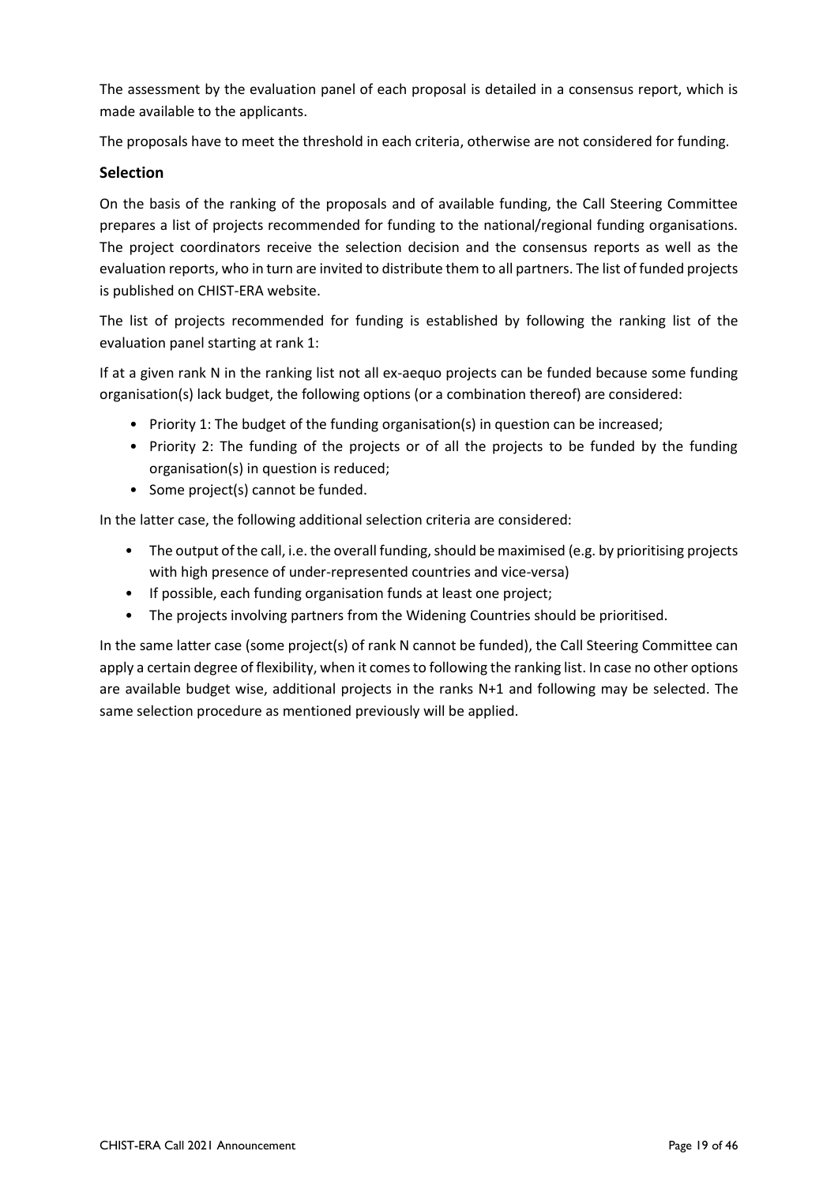The assessment by the evaluation panel of each proposal is detailed in a consensus report, which is made available to the applicants.

The proposals have to meet the threshold in each criteria, otherwise are not considered for funding.

### Selection

On the basis of the ranking of the proposals and of available funding, the Call Steering Committee prepares a list of projects recommended for funding to the national/regional funding organisations. The project coordinators receive the selection decision and the consensus reports as well as the evaluation reports, who in turn are invited to distribute them to all partners. The list of funded projects is published on CHIST-ERA website.

The list of projects recommended for funding is established by following the ranking list of the evaluation panel starting at rank 1:

If at a given rank N in the ranking list not all ex-aequo projects can be funded because some funding organisation(s) lack budget, the following options (or a combination thereof) are considered:

- Priority 1: The budget of the funding organisation(s) in question can be increased;
- Priority 2: The funding of the projects or of all the projects to be funded by the funding organisation(s) in question is reduced;
- Some project(s) cannot be funded.

In the latter case, the following additional selection criteria are considered:

- The output of the call, i.e. the overall funding, should be maximised (e.g. by prioritising projects with high presence of under-represented countries and vice-versa)
- If possible, each funding organisation funds at least one project;
- The projects involving partners from the Widening Countries should be prioritised.

In the same latter case (some project(s) of rank N cannot be funded), the Call Steering Committee can apply a certain degree of flexibility, when it comes to following the ranking list. In case no other options are available budget wise, additional projects in the ranks N+1 and following may be selected. The same selection procedure as mentioned previously will be applied.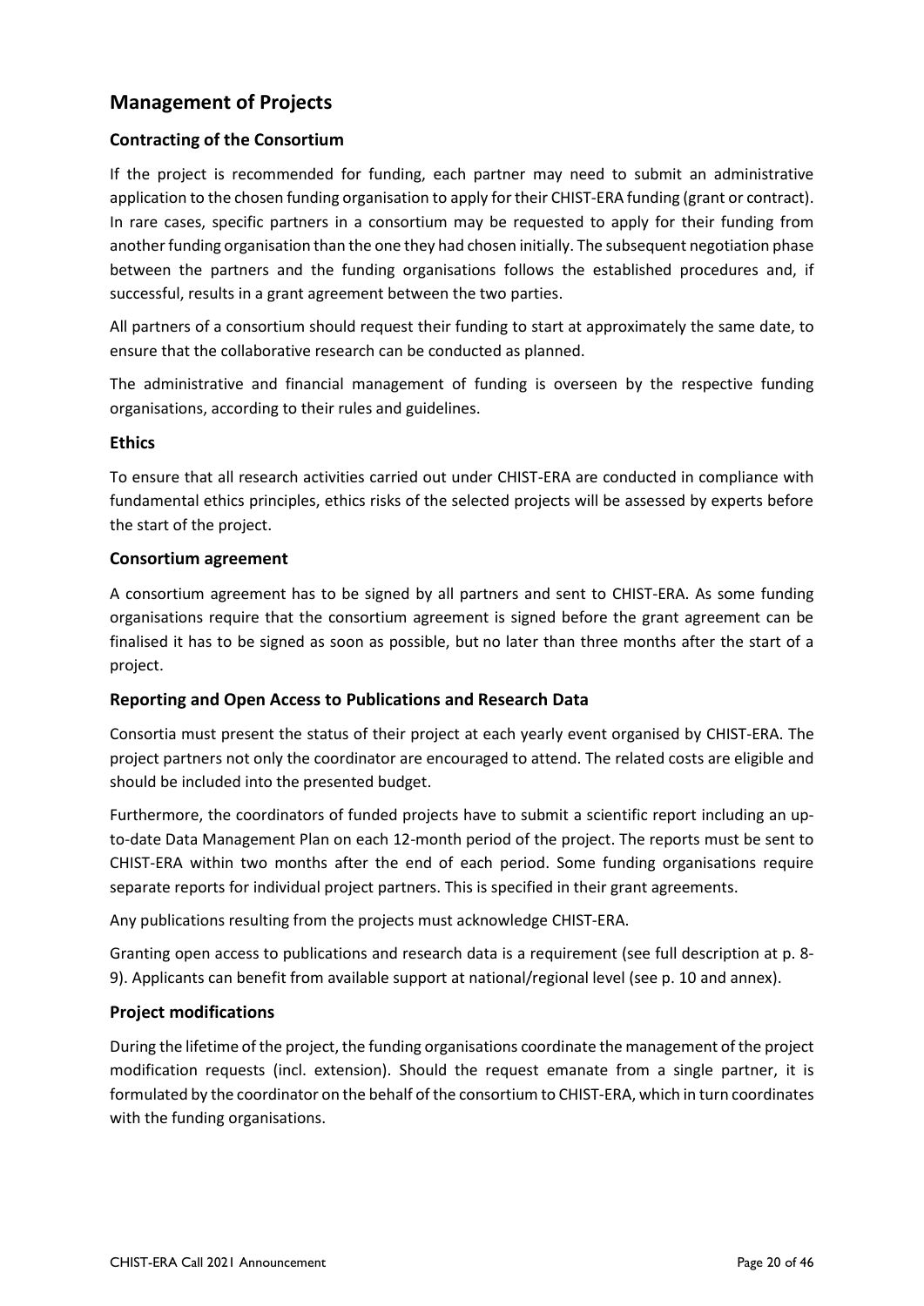## Management of Projects

### Contracting of the Consortium

If the project is recommended for funding, each partner may need to submit an administrative application to the chosen funding organisation to apply for their CHIST-ERA funding (grant or contract). In rare cases, specific partners in a consortium may be requested to apply for their funding from another funding organisation than the one they had chosen initially. The subsequent negotiation phase between the partners and the funding organisations follows the established procedures and, if successful, results in a grant agreement between the two parties.

All partners of a consortium should request their funding to start at approximately the same date, to ensure that the collaborative research can be conducted as planned.

The administrative and financial management of funding is overseen by the respective funding organisations, according to their rules and guidelines.

### Ethics

To ensure that all research activities carried out under CHIST-ERA are conducted in compliance with fundamental ethics principles, ethics risks of the selected projects will be assessed by experts before the start of the project.

### Consortium agreement

A consortium agreement has to be signed by all partners and sent to CHIST-ERA. As some funding organisations require that the consortium agreement is signed before the grant agreement can be finalised it has to be signed as soon as possible, but no later than three months after the start of a project.

### Reporting and Open Access to Publications and Research Data

Consortia must present the status of their project at each yearly event organised by CHIST-ERA. The project partners not only the coordinator are encouraged to attend. The related costs are eligible and should be included into the presented budget.

Furthermore, the coordinators of funded projects have to submit a scientific report including an up-to-date Data Management Plan on each 12-month period of the project. The reports must be sent to CHIST-ERA within two months after the end of each period. Some funding organisations require separate reports for individual project partners. This is specified in their grant agreements.

Any publications resulting from the projects must acknowledge CHIST-ERA.

Granting open access to publications and research data is a requirement (see full description at p. 8-9). Applicants can benefit from available support at national/regional level (see p. 10 and annex).

### Project modifications

During the lifetime of the project, the funding organisations coordinate the management of the project modification requests (incl. extension). Should the request emanate from a single partner, it is formulated by the coordinator on the behalf of the consortium to CHIST-ERA, which in turn coordinates with the funding organisations.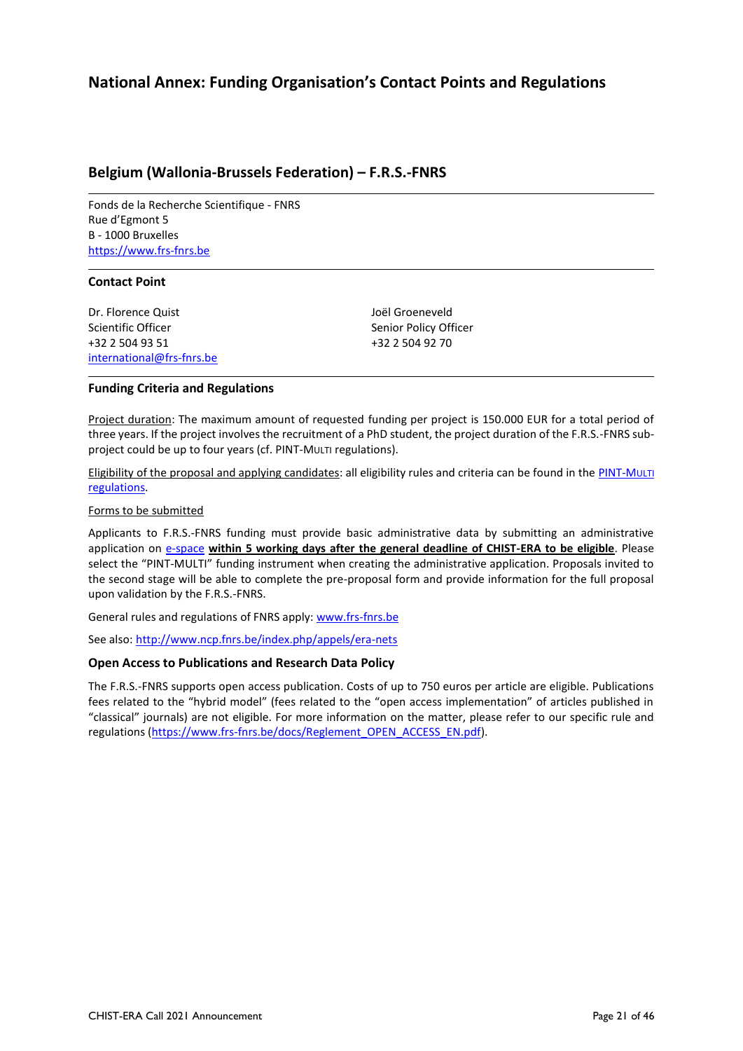# National Annex: Funding Organisation's Contact Points and Regulations

## Belgium (Wallonia-Brussels Federation) – F.R.S.-FNRS

Fonds de la Recherche Scientifique - FNRS
Rue d'Egmont 5
B - 1000 Bruxelles
https://www.frs-fnrs.be

### Contact Point

Dr. Florence Quist
Scientific Officer
+32 2 504 93 51
international@frs-fnrs.be

Joël Groeneveld
Senior Policy Officer
+32 2 504 92 70

### Funding Criteria and Regulations

Project duration: The maximum amount of requested funding per project is 150.000 EUR for a total period of three years. If the project involves the recruitment of a PhD student, the project duration of the F.R.S.-FNRS sub-project could be up to four years (cf. PINT-MULTI regulations).

Eligibility of the proposal and applying candidates: all eligibility rules and criteria can be found in the PINT-MULTI regulations.

Forms to be submitted

Applicants to F.R.S.-FNRS funding must provide basic administrative data by submitting an administrative application on e-space **within 5 working days after the general deadline of CHIST-ERA to be eligible**. Please select the "PINT-MULTI" funding instrument when creating the administrative application. Proposals invited to the second stage will be able to complete the pre-proposal form and provide information for the full proposal upon validation by the F.R.S.-FNRS.

General rules and regulations of FNRS apply: www.frs-fnrs.be

See also: http://www.ncp.fnrs.be/index.php/appels/era-nets

### Open Access to Publications and Research Data Policy

The F.R.S.-FNRS supports open access publication. Costs of up to 750 euros per article are eligible. Publications fees related to the "hybrid model" (fees related to the "open access implementation" of articles published in "classical" journals) are not eligible. For more information on the matter, please refer to our specific rule and regulations (https://www.frs-fnrs.be/docs/Reglement_OPEN_ACCESS_EN.pdf).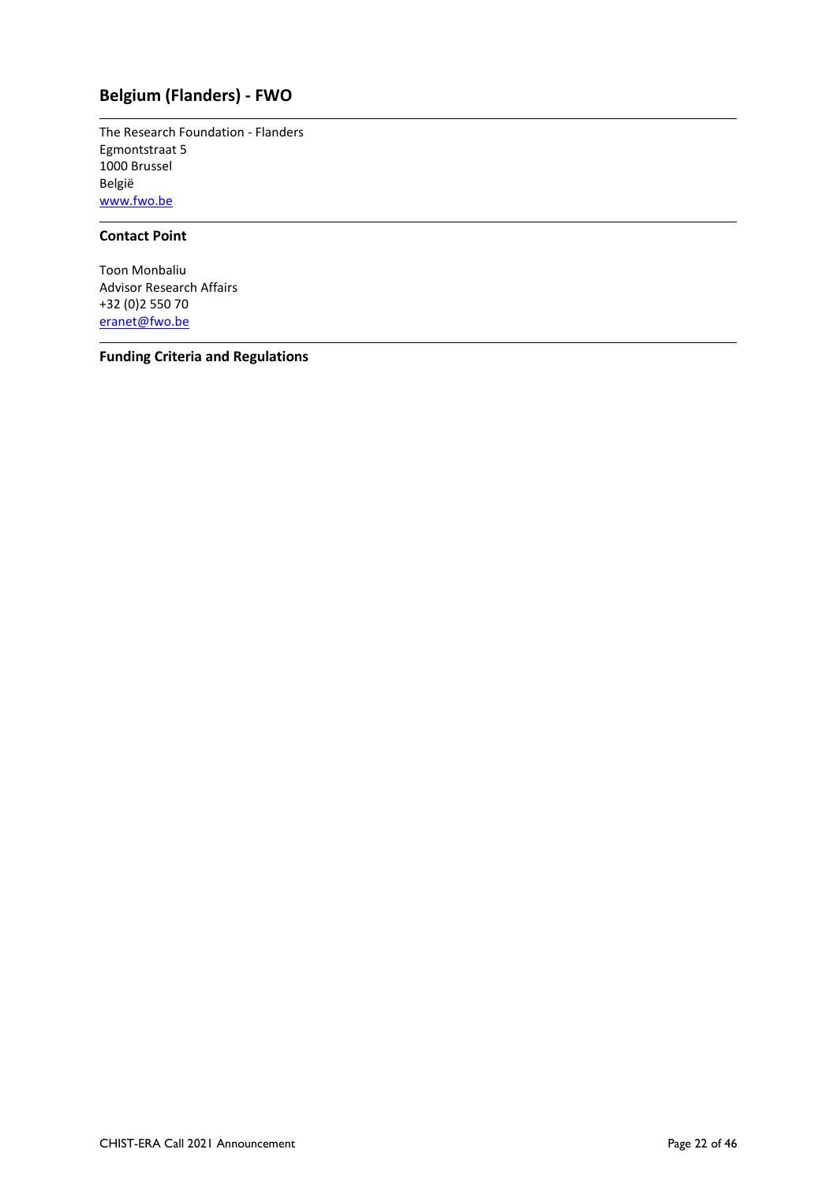## Belgium (Flanders) - FWO

The Research Foundation - Flanders
Egmontstraat 5
1000 Brussel
België
www.fwo.be

### Contact Point

Toon Monbaliu
Advisor Research Affairs
+32 (0)2 550 70
eranet@fwo.be

### Funding Criteria and Regulations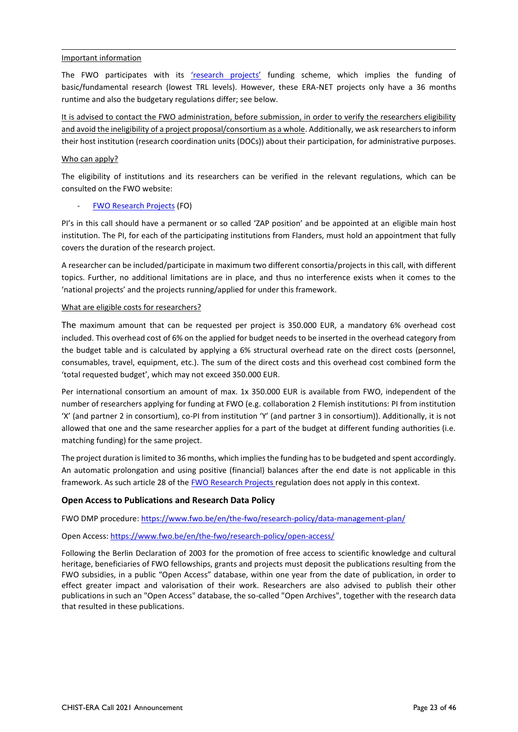Important information

The FWO participates with its 'research projects' funding scheme, which implies the funding of basic/fundamental research (lowest TRL levels). However, these ERA-NET projects only have a 36 months runtime and also the budgetary regulations differ; see below.

It is advised to contact the FWO administration, before submission, in order to verify the researchers eligibility and avoid the ineligibility of a project proposal/consortium as a whole. Additionally, we ask researchers to inform their host institution (research coordination units (DOCs)) about their participation, for administrative purposes.

Who can apply?

The eligibility of institutions and its researchers can be verified in the relevant regulations, which can be consulted on the FWO website:

- FWO Research Projects (FO)

PI's in this call should have a permanent or so called 'ZAP position' and be appointed at an eligible main host institution. The PI, for each of the participating institutions from Flanders, must hold an appointment that fully covers the duration of the research project.

A researcher can be included/participate in maximum two different consortia/projects in this call, with different topics. Further, no additional limitations are in place, and thus no interference exists when it comes to the 'national projects' and the projects running/applied for under this framework.

What are eligible costs for researchers?

The maximum amount that can be requested per project is 350.000 EUR, a mandatory 6% overhead cost included. This overhead cost of 6% on the applied for budget needs to be inserted in the overhead category from the budget table and is calculated by applying a 6% structural overhead rate on the direct costs (personnel, consumables, travel, equipment, etc.). The sum of the direct costs and this overhead cost combined form the 'total requested budget', which may not exceed 350.000 EUR.

Per international consortium an amount of max. 1x 350.000 EUR is available from FWO, independent of the number of researchers applying for funding at FWO (e.g. collaboration 2 Flemish institutions: PI from institution 'X' (and partner 2 in consortium), co-PI from institution 'Y' (and partner 3 in consortium)). Additionally, it is not allowed that one and the same researcher applies for a part of the budget at different funding authorities (i.e. matching funding) for the same project.

The project duration is limited to 36 months, which implies the funding has to be budgeted and spent accordingly. An automatic prolongation and using positive (financial) balances after the end date is not applicable in this framework. As such article 28 of the FWO Research Projects regulation does not apply in this context.

### Open Access to Publications and Research Data Policy

FWO DMP procedure: https://www.fwo.be/en/the-fwo/research-policy/data-management-plan/

Open Access: https://www.fwo.be/en/the-fwo/research-policy/open-access/

Following the Berlin Declaration of 2003 for the promotion of free access to scientific knowledge and cultural heritage, beneficiaries of FWO fellowships, grants and projects must deposit the publications resulting from the FWO subsidies, in a public "Open Access" database, within one year from the date of publication, in order to effect greater impact and valorisation of their work. Researchers are also advised to publish their other publications in such an "Open Access" database, the so-called "Open Archives", together with the research data that resulted in these publications.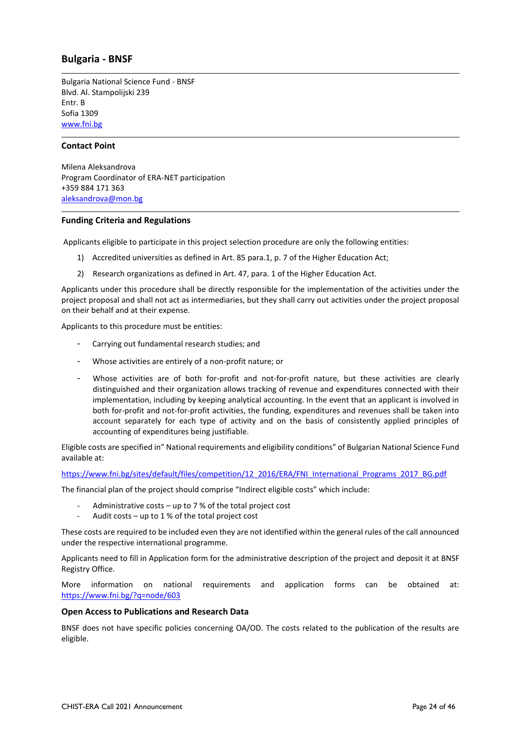## Bulgaria - BNSF

Bulgaria National Science Fund - BNSF
Blvd. Al. Stampolijski 239
Entr. B
Sofia 1309
www.fni.bg

### Contact Point

Milena Aleksandrova
Program Coordinator of ERA-NET participation
+359 884 171 363
aleksandrova@mon.bg

### Funding Criteria and Regulations

Applicants eligible to participate in this project selection procedure are only the following entities:

1) Accredited universities as defined in Art. 85 para.1, p. 7 of the Higher Education Act;
2) Research organizations as defined in Art. 47, para. 1 of the Higher Education Act.

Applicants under this procedure shall be directly responsible for the implementation of the activities under the project proposal and shall not act as intermediaries, but they shall carry out activities under the project proposal on their behalf and at their expense.

Applicants to this procedure must be entities:

- Carrying out fundamental research studies; and
- Whose activities are entirely of a non-profit nature; or
- Whose activities are of both for-profit and not-for-profit nature, but these activities are clearly distinguished and their organization allows tracking of revenue and expenditures connected with their implementation, including by keeping analytical accounting. In the event that an applicant is involved in both for-profit and not-for-profit activities, the funding, expenditures and revenues shall be taken into account separately for each type of activity and on the basis of consistently applied principles of accounting of expenditures being justifiable.

Eligible costs are specified in" National requirements and eligibility conditions" of Bulgarian National Science Fund available at:

https://www.fni.bg/sites/default/files/competition/12_2016/ERA/FNI_International_Programs_2017_BG.pdf

The financial plan of the project should comprise "Indirect eligible costs" which include:

- Administrative costs – up to 7 % of the total project cost
- Audit costs – up to 1 % of the total project cost

These costs are required to be included even they are not identified within the general rules of the call announced under the respective international programme.

Applicants need to fill in Application form for the administrative description of the project and deposit it at BNSF Registry Office.

More information on national requirements and application forms can be obtained at: https://www.fni.bg/?q=node/603

### Open Access to Publications and Research Data

BNSF does not have specific policies concerning OA/OD. The costs related to the publication of the results are eligible.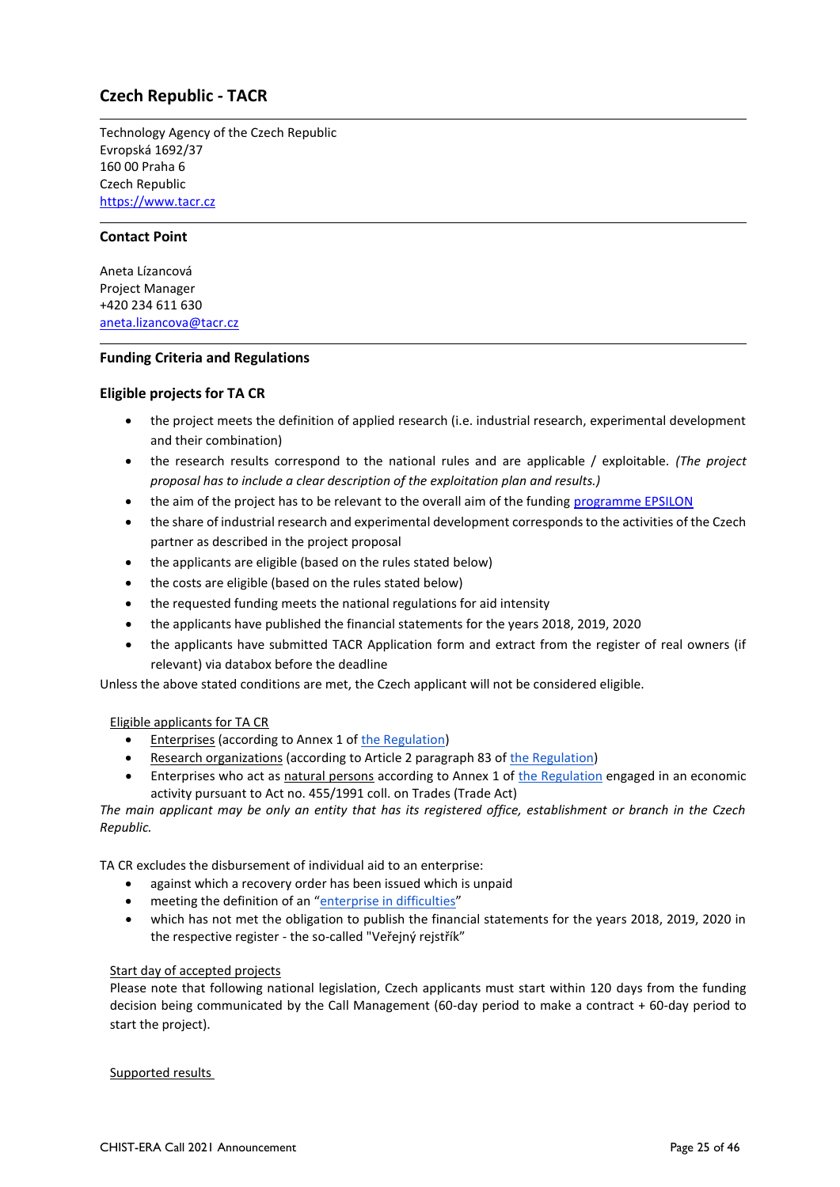## Czech Republic - TACR

Technology Agency of the Czech Republic
Evropská 1692/37
160 00 Praha 6
Czech Republic
https://www.tacr.cz

### Contact Point

Aneta Lízancová
Project Manager
+420 234 611 630
aneta.lizancova@tacr.cz

### Funding Criteria and Regulations

### Eligible projects for TA CR

- the project meets the definition of applied research (i.e. industrial research, experimental development and their combination)
- the research results correspond to the national rules and are applicable / exploitable. *(The project proposal has to include a clear description of the exploitation plan and results.)*
- the aim of the project has to be relevant to the overall aim of the funding programme EPSILON
- the share of industrial research and experimental development corresponds to the activities of the Czech partner as described in the project proposal
- the applicants are eligible (based on the rules stated below)
- the costs are eligible (based on the rules stated below)
- the requested funding meets the national regulations for aid intensity
- the applicants have published the financial statements for the years 2018, 2019, 2020
- the applicants have submitted TACR Application form and extract from the register of real owners (if relevant) via databox before the deadline

Unless the above stated conditions are met, the Czech applicant will not be considered eligible.

Eligible applicants for TA CR

- Enterprises (according to Annex 1 of the Regulation)
- Research organizations (according to Article 2 paragraph 83 of the Regulation)
- Enterprises who act as natural persons according to Annex 1 of the Regulation engaged in an economic activity pursuant to Act no. 455/1991 coll. on Trades (Trade Act)

*The main applicant may be only an entity that has its registered office, establishment or branch in the Czech Republic.*

TA CR excludes the disbursement of individual aid to an enterprise:

- against which a recovery order has been issued which is unpaid
- meeting the definition of an "enterprise in difficulties"
- which has not met the obligation to publish the financial statements for the years 2018, 2019, 2020 in the respective register - the so-called "Veřejný rejstřík"

Start day of accepted projects

Please note that following national legislation, Czech applicants must start within 120 days from the funding decision being communicated by the Call Management (60-day period to make a contract + 60-day period to start the project).

Supported results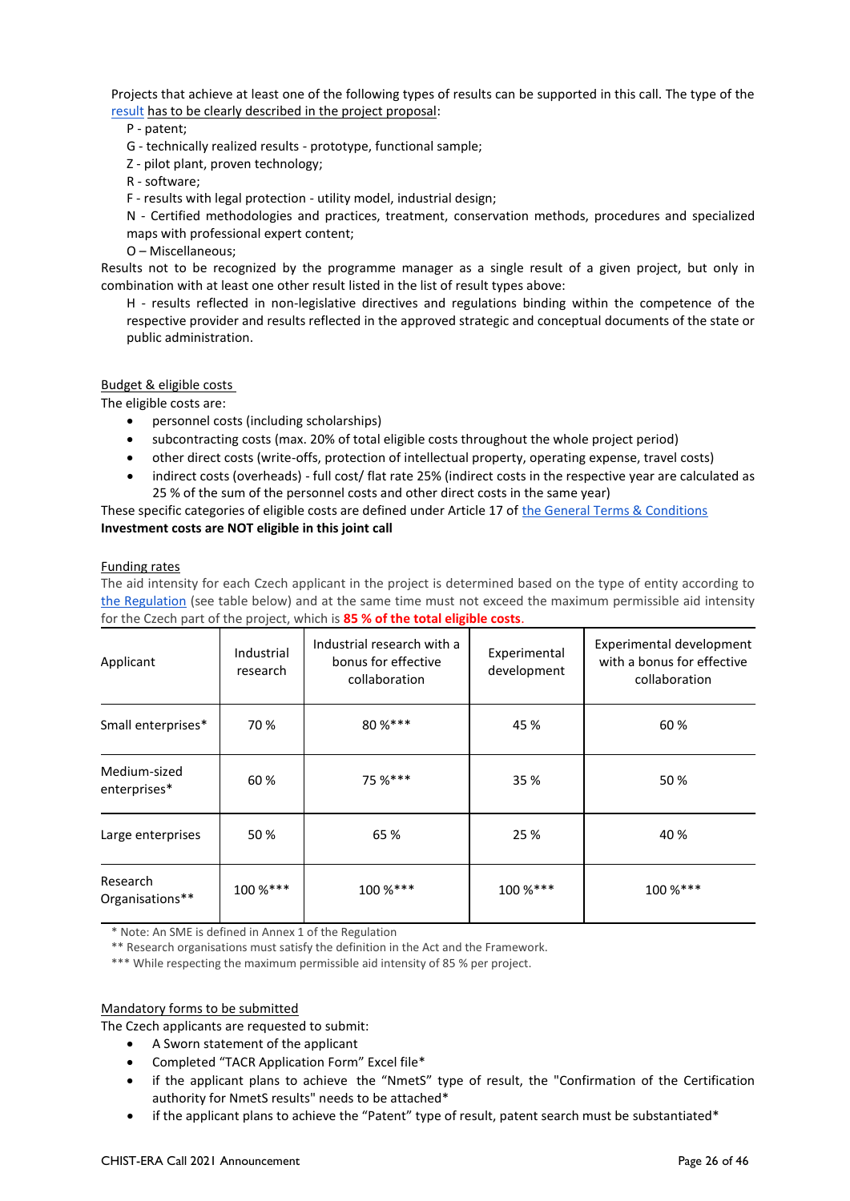Projects that achieve at least one of the following types of results can be supported in this call. The type of the result has to be clearly described in the project proposal:

P - patent;

G - technically realized results - prototype, functional sample;

Z - pilot plant, proven technology;

R - software;

F - results with legal protection - utility model, industrial design;

N - Certified methodologies and practices, treatment, conservation methods, procedures and specialized maps with professional expert content;

O – Miscellaneous;

Results not to be recognized by the programme manager as a single result of a given project, but only in combination with at least one other result listed in the list of result types above:

H - results reflected in non-legislative directives and regulations binding within the competence of the respective provider and results reflected in the approved strategic and conceptual documents of the state or public administration.

Budget & eligible costs

The eligible costs are:

- personnel costs (including scholarships)
- subcontracting costs (max. 20% of total eligible costs throughout the whole project period)
- other direct costs (write-offs, protection of intellectual property, operating expense, travel costs)
- indirect costs (overheads) - full cost/ flat rate 25% (indirect costs in the respective year are calculated as 25 % of the sum of the personnel costs and other direct costs in the same year)

These specific categories of eligible costs are defined under Article 17 of the General Terms & Conditions

**Investment costs are NOT eligible in this joint call**

Funding rates

The aid intensity for each Czech applicant in the project is determined based on the type of entity according to the Regulation (see table below) and at the same time must not exceed the maximum permissible aid intensity for the Czech part of the project, which is **85 % of the total eligible costs**.

| Applicant | Industrial research | Industrial research with a bonus for effective collaboration | Experimental development | Experimental development with a bonus for effective collaboration |
|---|---|---|---|---|
| Small enterprises* | 70 % | 80 %*** | 45 % | 60 % |
| Medium-sized enterprises* | 60 % | 75 %*** | 35 % | 50 % |
| Large enterprises | 50 % | 65 % | 25 % | 40 % |
| Research Organisations** | 100 %*** | 100 %*** | 100 %*** | 100 %*** |

\* Note: An SME is defined in Annex 1 of the Regulation

** Research organisations must satisfy the definition in the Act and the Framework.

*** While respecting the maximum permissible aid intensity of 85 % per project.

Mandatory forms to be submitted

The Czech applicants are requested to submit:

- A Sworn statement of the applicant
- Completed "TACR Application Form" Excel file*
- if the applicant plans to achieve the "NmetS" type of result, the "Confirmation of the Certification authority for NmetS results" needs to be attached*
- if the applicant plans to achieve the "Patent" type of result, patent search must be substantiated*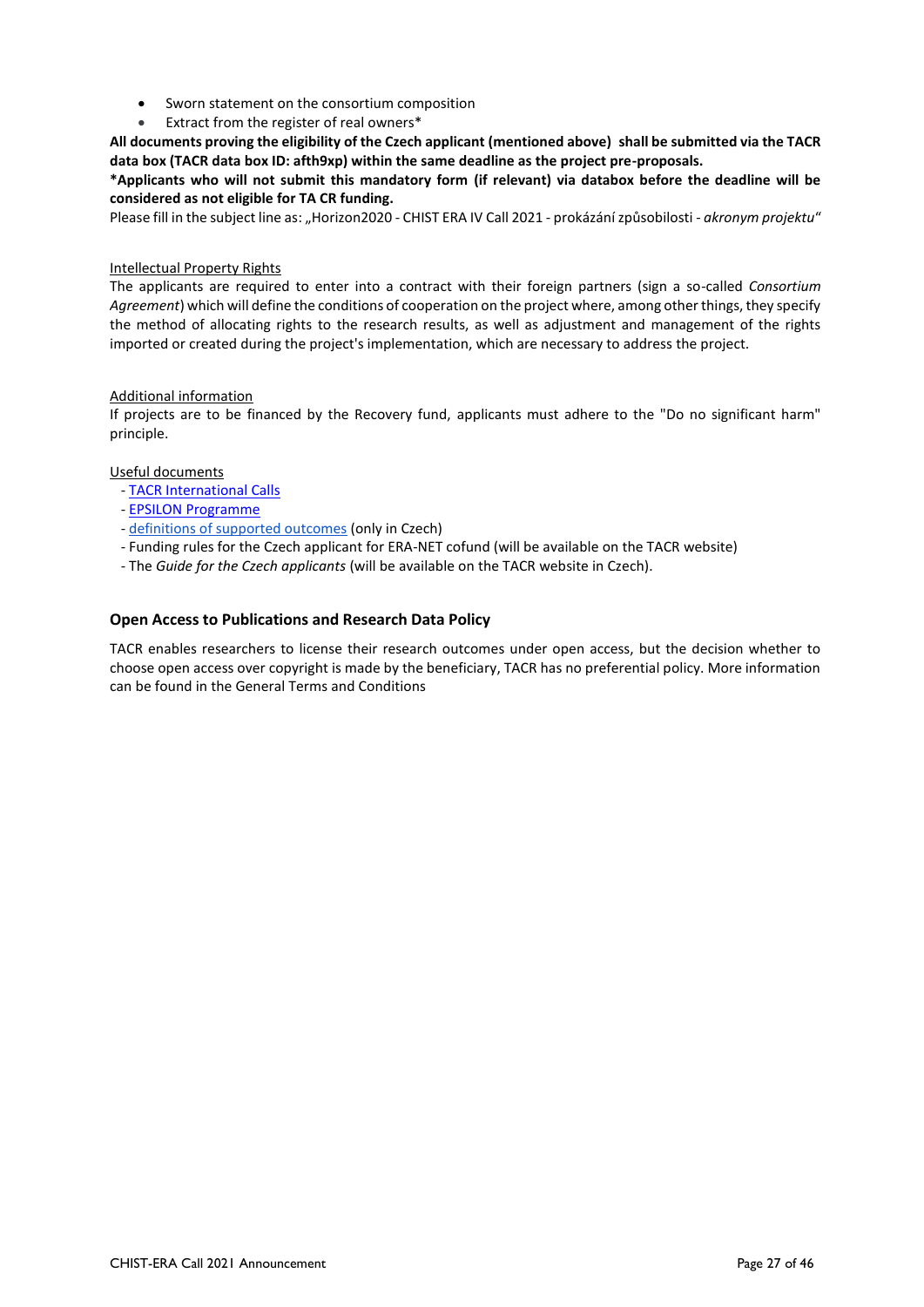- Sworn statement on the consortium composition
- Extract from the register of real owners*

**All documents proving the eligibility of the Czech applicant (mentioned above) shall be submitted via the TACR data box (TACR data box ID: afth9xp) within the same deadline as the project pre-proposals.**

***Applicants who will not submit this mandatory form (if relevant) via databox before the deadline will be considered as not eligible for TA CR funding.**

Please fill in the subject line as: „Horizon2020 - CHIST ERA IV Call 2021 - prokázání způsobilosti - *akronym projektu*"

Intellectual Property Rights

The applicants are required to enter into a contract with their foreign partners (sign a so-called *Consortium Agreement*) which will define the conditions of cooperation on the project where, among other things, they specify the method of allocating rights to the research results, as well as adjustment and management of the rights imported or created during the project's implementation, which are necessary to address the project.

Additional information

If projects are to be financed by the Recovery fund, applicants must adhere to the "Do no significant harm" principle.

Useful documents

- TACR International Calls
- EPSILON Programme
- definitions of supported outcomes (only in Czech)
- Funding rules for the Czech applicant for ERA-NET cofund (will be available on the TACR website)
- The *Guide for the Czech applicants* (will be available on the TACR website in Czech).

### Open Access to Publications and Research Data Policy

TACR enables researchers to license their research outcomes under open access, but the decision whether to choose open access over copyright is made by the beneficiary, TACR has no preferential policy. More information can be found in the General Terms and Conditions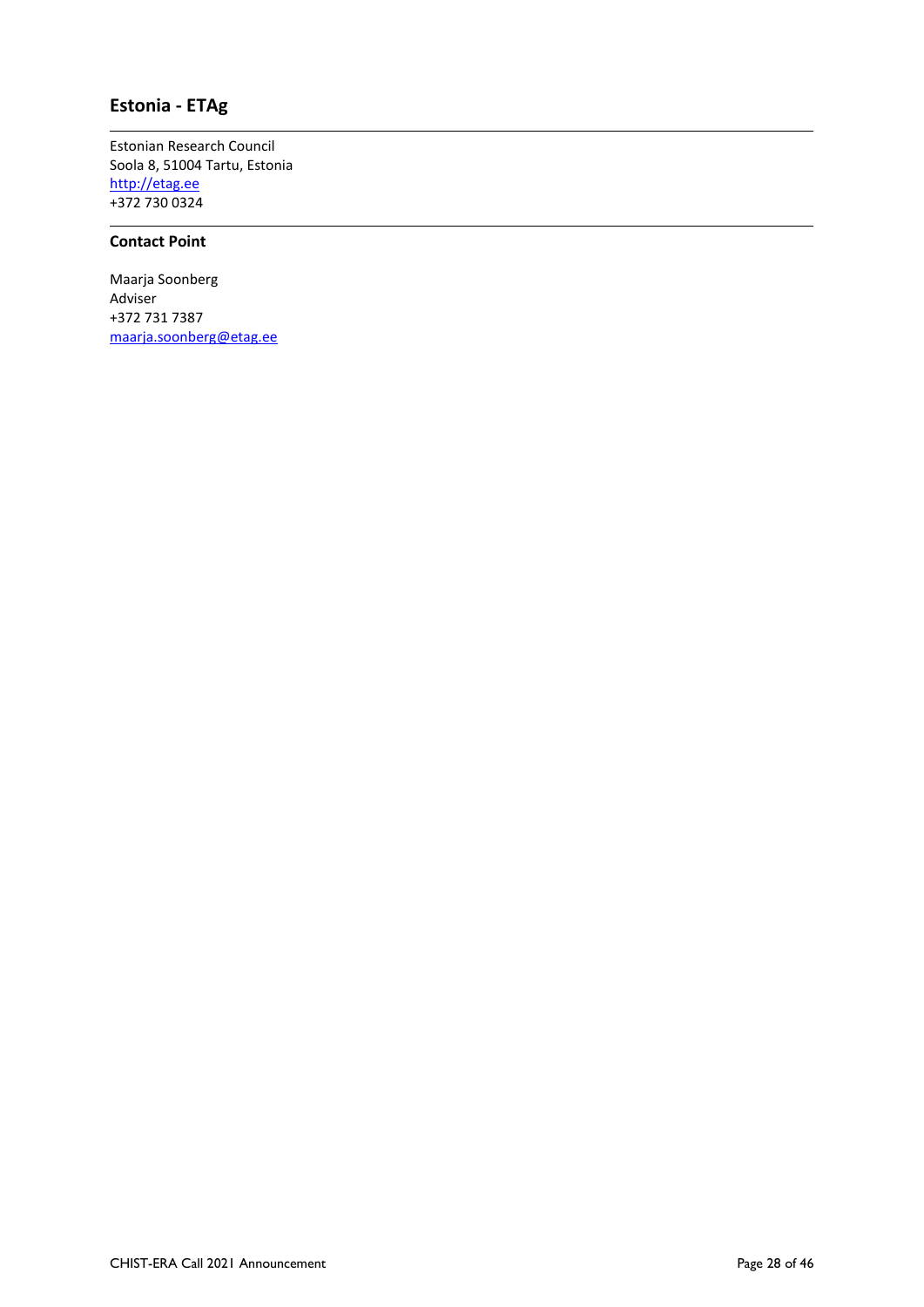## Estonia - ETAg

Estonian Research Council
Soola 8, 51004 Tartu, Estonia
http://etag.ee
+372 730 0324

### Contact Point

Maarja Soonberg
Adviser
+372 731 7387
maarja.soonberg@etag.ee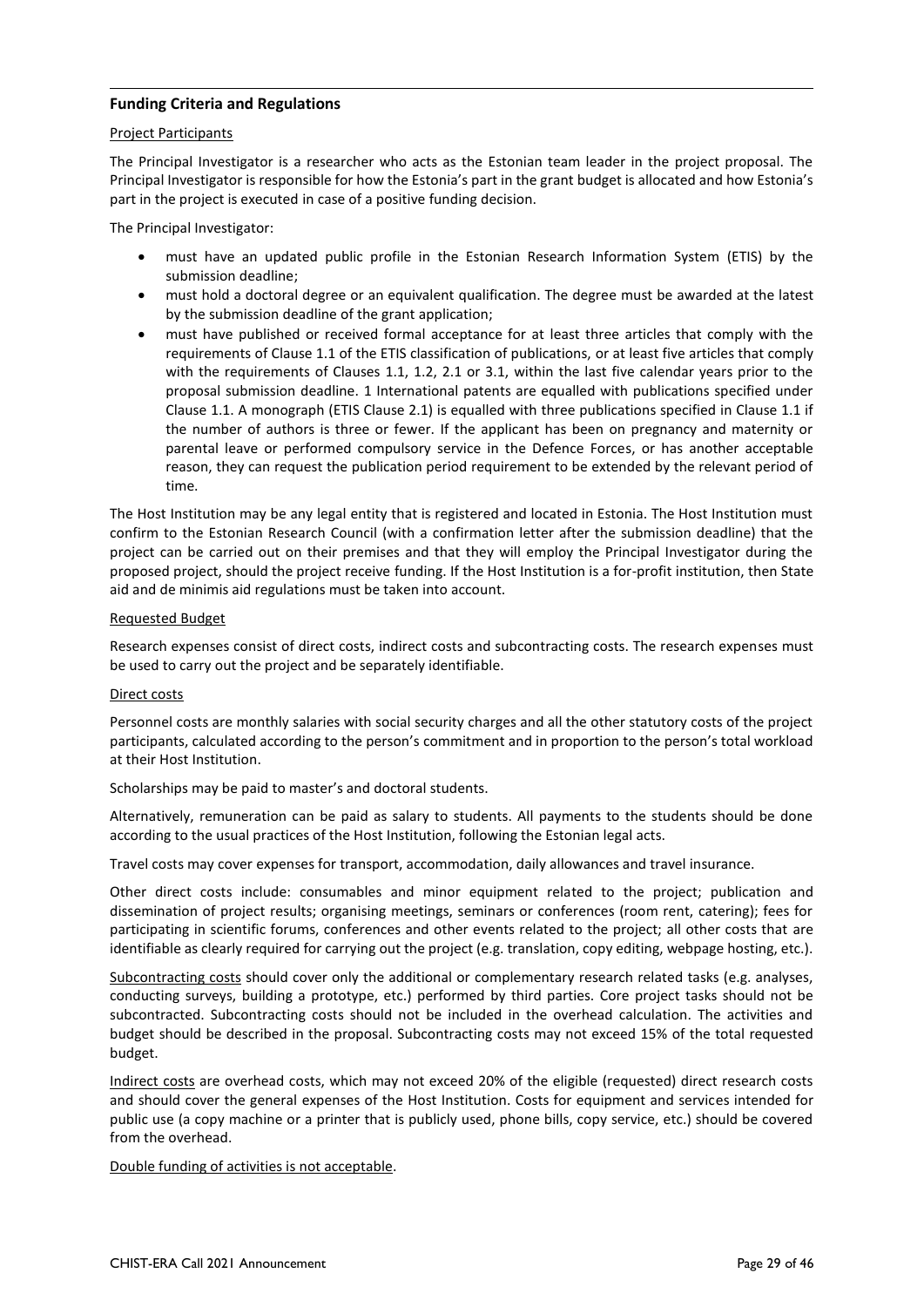### Funding Criteria and Regulations

Project Participants

The Principal Investigator is a researcher who acts as the Estonian team leader in the project proposal. The Principal Investigator is responsible for how the Estonia's part in the grant budget is allocated and how Estonia's part in the project is executed in case of a positive funding decision.

The Principal Investigator:

- must have an updated public profile in the Estonian Research Information System (ETIS) by the submission deadline;
- must hold a doctoral degree or an equivalent qualification. The degree must be awarded at the latest by the submission deadline of the grant application;
- must have published or received formal acceptance for at least three articles that comply with the requirements of Clause 1.1 of the ETIS classification of publications, or at least five articles that comply with the requirements of Clauses 1.1, 1.2, 2.1 or 3.1, within the last five calendar years prior to the proposal submission deadline. 1 International patents are equalled with publications specified under Clause 1.1. A monograph (ETIS Clause 2.1) is equalled with three publications specified in Clause 1.1 if the number of authors is three or fewer. If the applicant has been on pregnancy and maternity or parental leave or performed compulsory service in the Defence Forces, or has another acceptable reason, they can request the publication period requirement to be extended by the relevant period of time.

The Host Institution may be any legal entity that is registered and located in Estonia. The Host Institution must confirm to the Estonian Research Council (with a confirmation letter after the submission deadline) that the project can be carried out on their premises and that they will employ the Principal Investigator during the proposed project, should the project receive funding. If the Host Institution is a for-profit institution, then State aid and de minimis aid regulations must be taken into account.

Requested Budget

Research expenses consist of direct costs, indirect costs and subcontracting costs. The research expenses must be used to carry out the project and be separately identifiable.

Direct costs

Personnel costs are monthly salaries with social security charges and all the other statutory costs of the project participants, calculated according to the person's commitment and in proportion to the person's total workload at their Host Institution.

Scholarships may be paid to master's and doctoral students.

Alternatively, remuneration can be paid as salary to students. All payments to the students should be done according to the usual practices of the Host Institution, following the Estonian legal acts.

Travel costs may cover expenses for transport, accommodation, daily allowances and travel insurance.

Other direct costs include: consumables and minor equipment related to the project; publication and dissemination of project results; organising meetings, seminars or conferences (room rent, catering); fees for participating in scientific forums, conferences and other events related to the project; all other costs that are identifiable as clearly required for carrying out the project (e.g. translation, copy editing, webpage hosting, etc.).

Subcontracting costs should cover only the additional or complementary research related tasks (e.g. analyses, conducting surveys, building a prototype, etc.) performed by third parties. Core project tasks should not be subcontracted. Subcontracting costs should not be included in the overhead calculation. The activities and budget should be described in the proposal. Subcontracting costs may not exceed 15% of the total requested budget.

Indirect costs are overhead costs, which may not exceed 20% of the eligible (requested) direct research costs and should cover the general expenses of the Host Institution. Costs for equipment and services intended for public use (a copy machine or a printer that is publicly used, phone bills, copy service, etc.) should be covered from the overhead.

Double funding of activities is not acceptable.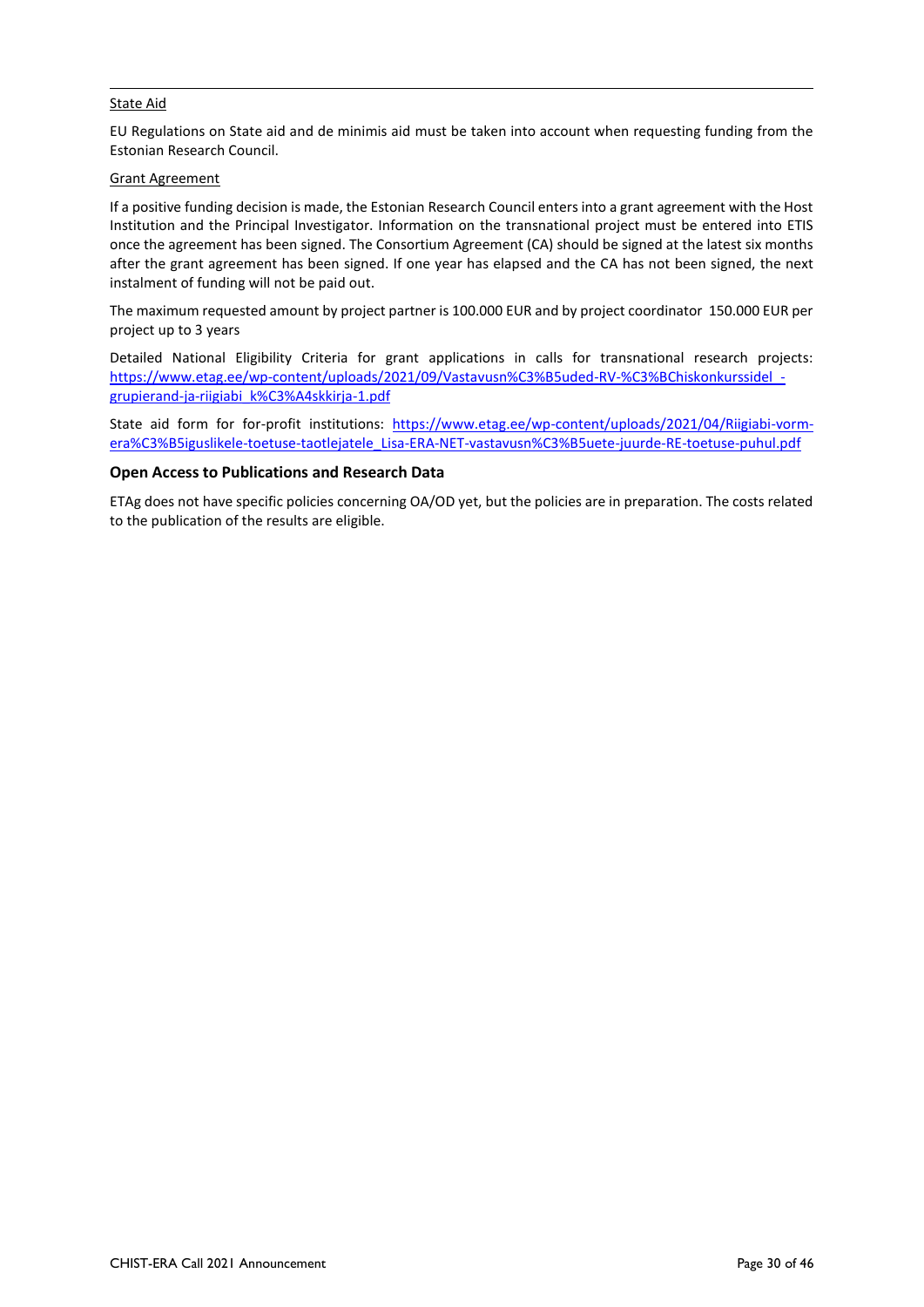State Aid

EU Regulations on State aid and de minimis aid must be taken into account when requesting funding from the Estonian Research Council.

Grant Agreement

If a positive funding decision is made, the Estonian Research Council enters into a grant agreement with the Host Institution and the Principal Investigator. Information on the transnational project must be entered into ETIS once the agreement has been signed. The Consortium Agreement (CA) should be signed at the latest six months after the grant agreement has been signed. If one year has elapsed and the CA has not been signed, the next instalment of funding will not be paid out.

The maximum requested amount by project partner is 100.000 EUR and by project coordinator 150.000 EUR per project up to 3 years

Detailed National Eligibility Criteria for grant applications in calls for transnational research projects: https://www.etag.ee/wp-content/uploads/2021/09/Vastavusn%C3%B5uded-RV-%C3%BChiskonkurssidel_-grupierand-ja-riigiabi_k%C3%A4skkirja-1.pdf

State aid form for for-profit institutions: https://www.etag.ee/wp-content/uploads/2021/04/Riigiabi-vorm-era%C3%B5iguslikele-toetuse-taotlejatele_Lisa-ERA-NET-vastavusn%C3%B5uete-juurde-RE-toetuse-puhul.pdf

**Open Access to Publications and Research Data**

ETAg does not have specific policies concerning OA/OD yet, but the policies are in preparation. The costs related to the publication of the results are eligible.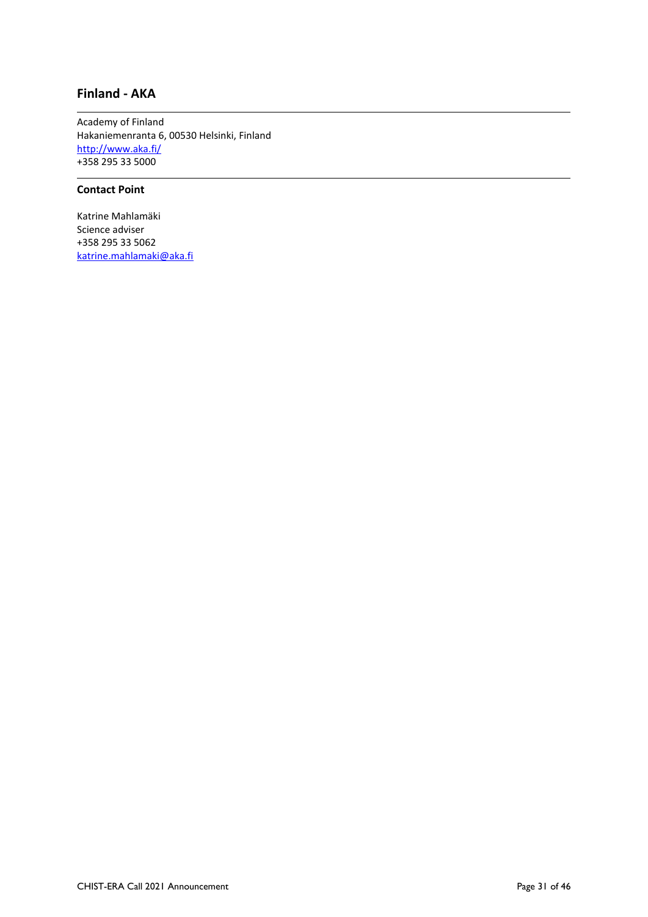## Finland - AKA

Academy of Finland
Hakaniemenranta 6, 00530 Helsinki, Finland
[http://www.aka.fi/](http://www.aka.fi/)
+358 295 33 5000

### Contact Point

Katrine Mahlamäki
Science adviser
+358 295 33 5062
[katrine.mahlamaki@aka.fi](mailto:katrine.mahlamaki@aka.fi)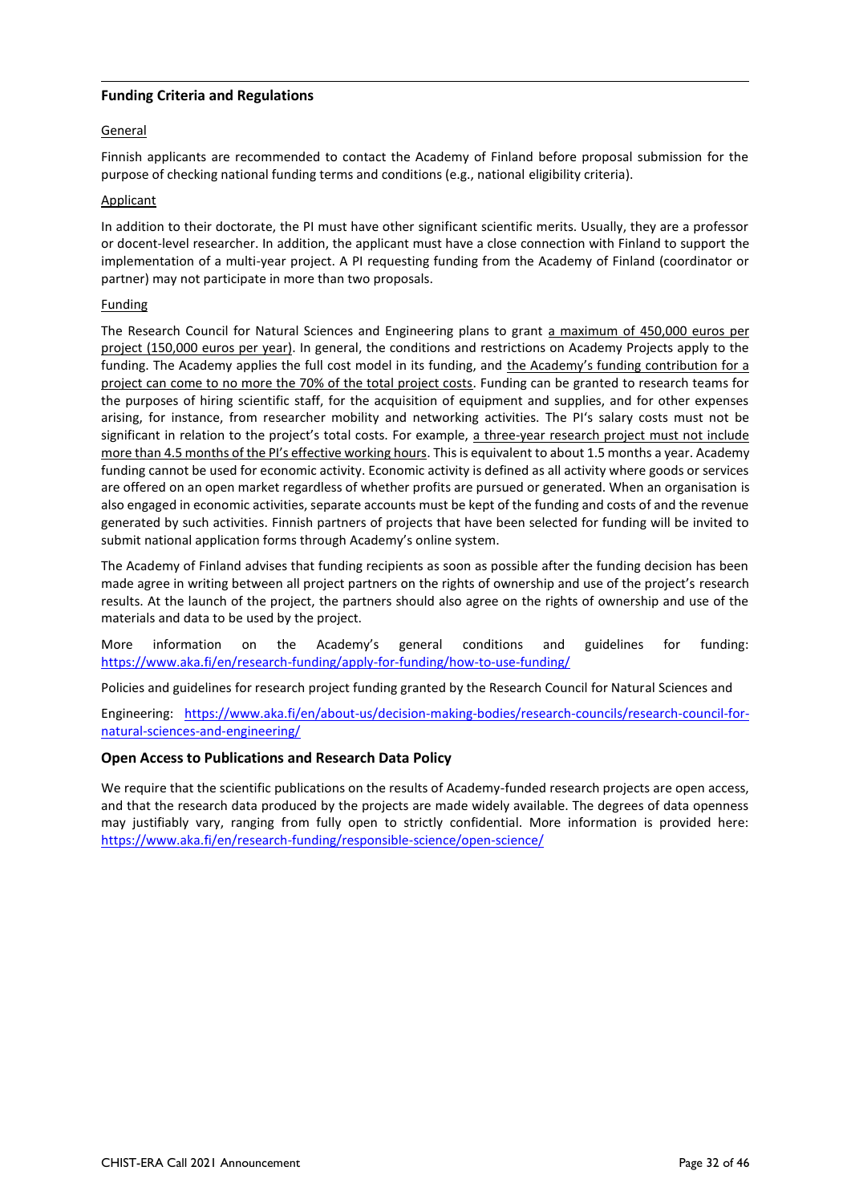## Funding Criteria and Regulations

General

Finnish applicants are recommended to contact the Academy of Finland before proposal submission for the purpose of checking national funding terms and conditions (e.g., national eligibility criteria).

Applicant

In addition to their doctorate, the PI must have other significant scientific merits. Usually, they are a professor or docent-level researcher. In addition, the applicant must have a close connection with Finland to support the implementation of a multi-year project. A PI requesting funding from the Academy of Finland (coordinator or partner) may not participate in more than two proposals.

Funding

The Research Council for Natural Sciences and Engineering plans to grant a maximum of 450,000 euros per project (150,000 euros per year). In general, the conditions and restrictions on Academy Projects apply to the funding. The Academy applies the full cost model in its funding, and the Academy's funding contribution for a project can come to no more the 70% of the total project costs. Funding can be granted to research teams for the purposes of hiring scientific staff, for the acquisition of equipment and supplies, and for other expenses arising, for instance, from researcher mobility and networking activities. The PI's salary costs must not be significant in relation to the project's total costs. For example, a three-year research project must not include more than 4.5 months of the PI's effective working hours. This is equivalent to about 1.5 months a year. Academy funding cannot be used for economic activity. Economic activity is defined as all activity where goods or services are offered on an open market regardless of whether profits are pursued or generated. When an organisation is also engaged in economic activities, separate accounts must be kept of the funding and costs of and the revenue generated by such activities. Finnish partners of projects that have been selected for funding will be invited to submit national application forms through Academy's online system.

The Academy of Finland advises that funding recipients as soon as possible after the funding decision has been made agree in writing between all project partners on the rights of ownership and use of the project's research results. At the launch of the project, the partners should also agree on the rights of ownership and use of the materials and data to be used by the project.

More information on the Academy's general conditions and guidelines for funding: https://www.aka.fi/en/research-funding/apply-for-funding/how-to-use-funding/

Policies and guidelines for research project funding granted by the Research Council for Natural Sciences and

Engineering: https://www.aka.fi/en/about-us/decision-making-bodies/research-councils/research-council-for-natural-sciences-and-engineering/

### Open Access to Publications and Research Data Policy

We require that the scientific publications on the results of Academy-funded research projects are open access, and that the research data produced by the projects are made widely available. The degrees of data openness may justifiably vary, ranging from fully open to strictly confidential. More information is provided here: https://www.aka.fi/en/research-funding/responsible-science/open-science/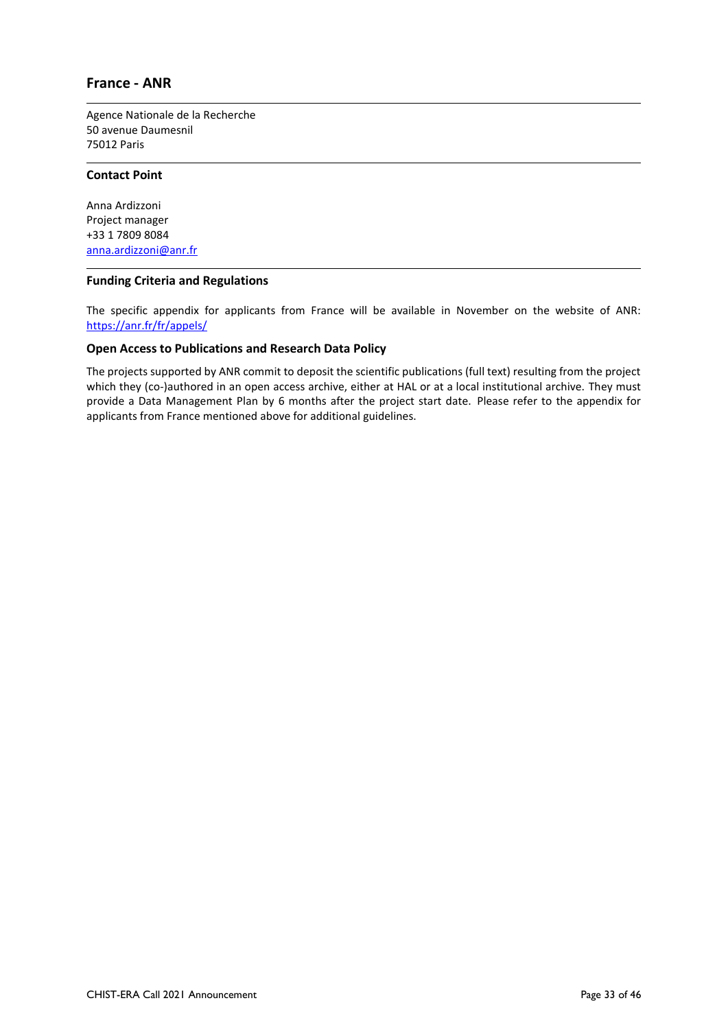## France - ANR

Agence Nationale de la Recherche
50 avenue Daumesnil
75012 Paris

### Contact Point

Anna Ardizzoni
Project manager
+33 1 7809 8084
anna.ardizzoni@anr.fr

### Funding Criteria and Regulations

The specific appendix for applicants from France will be available in November on the website of ANR: https://anr.fr/fr/appels/

### Open Access to Publications and Research Data Policy

The projects supported by ANR commit to deposit the scientific publications (full text) resulting from the project which they (co-)authored in an open access archive, either at HAL or at a local institutional archive. They must provide a Data Management Plan by 6 months after the project start date. Please refer to the appendix for applicants from France mentioned above for additional guidelines.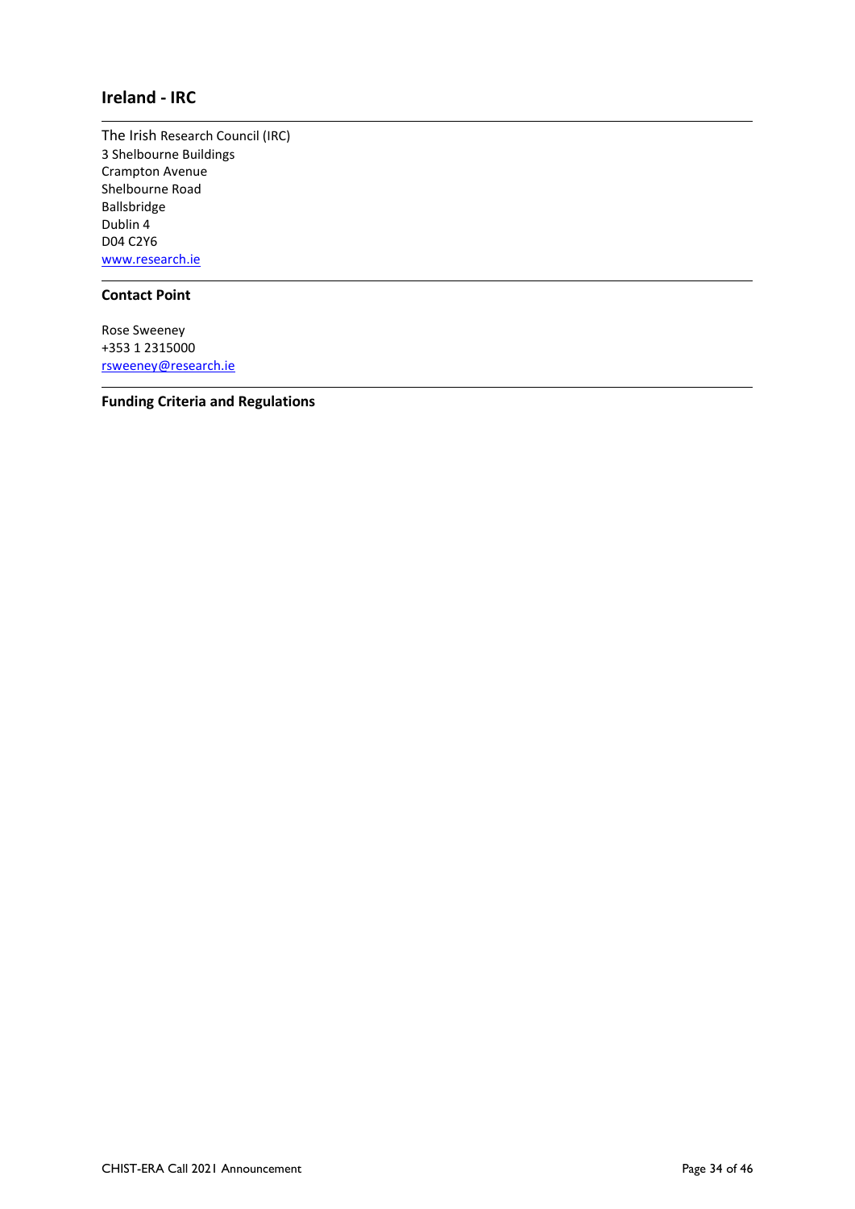## Ireland - IRC

The Irish Research Council (IRC)
3 Shelbourne Buildings
Crampton Avenue
Shelbourne Road
Ballsbridge
Dublin 4
D04 C2Y6
www.research.ie

### Contact Point

Rose Sweeney
+353 1 2315000
rsweeney@research.ie

### Funding Criteria and Regulations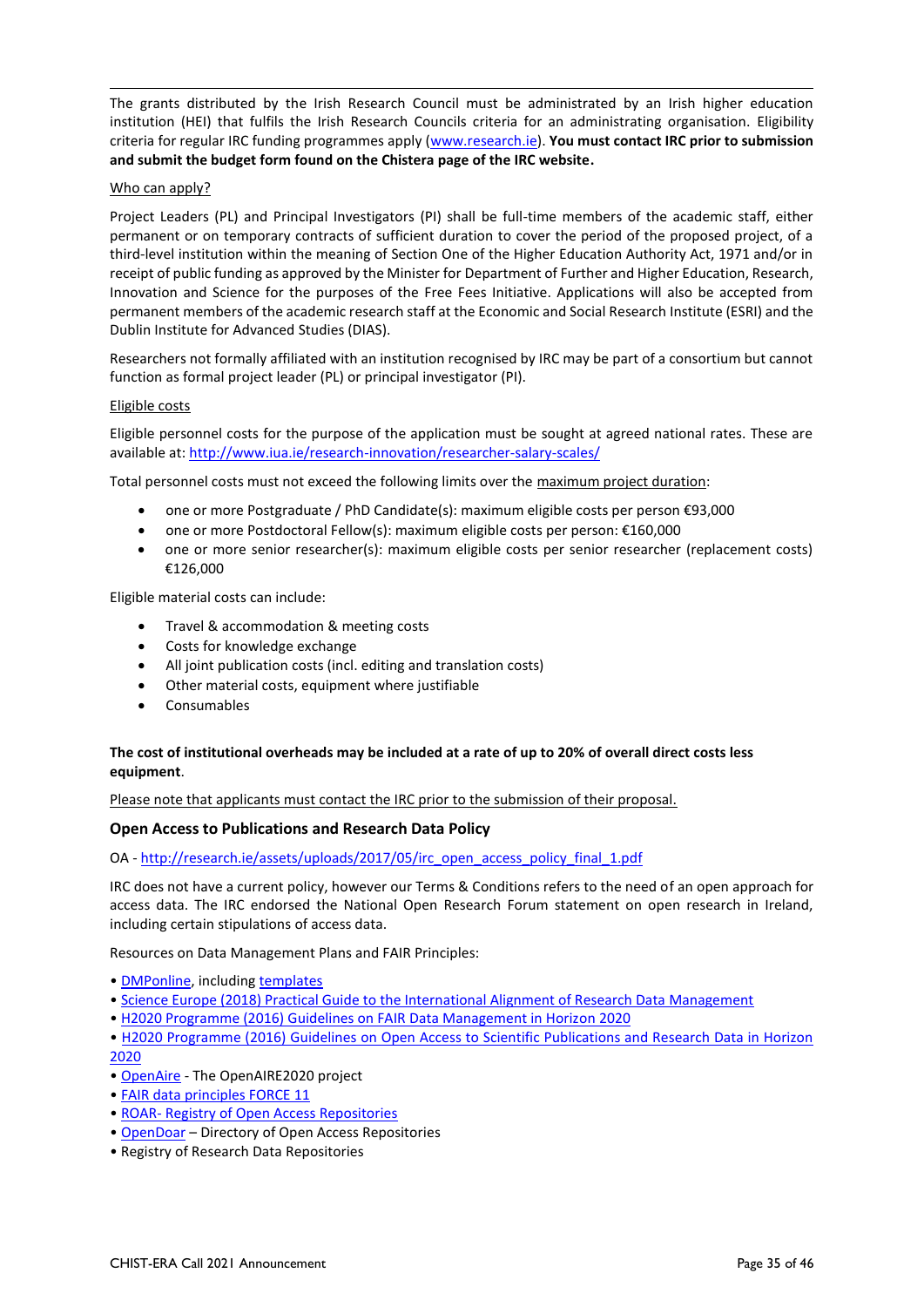The grants distributed by the Irish Research Council must be administrated by an Irish higher education institution (HEI) that fulfils the Irish Research Councils criteria for an administrating organisation. Eligibility criteria for regular IRC funding programmes apply ([www.research.ie](http://www.research.ie)). **You must contact IRC prior to submission and submit the budget form found on the Chistera page of the IRC website.**

<u>Who can apply?</u>

Project Leaders (PL) and Principal Investigators (PI) shall be full-time members of the academic staff, either permanent or on temporary contracts of sufficient duration to cover the period of the proposed project, of a third-level institution within the meaning of Section One of the Higher Education Authority Act, 1971 and/or in receipt of public funding as approved by the Minister for Department of Further and Higher Education, Research, Innovation and Science for the purposes of the Free Fees Initiative. Applications will also be accepted from permanent members of the academic research staff at the Economic and Social Research Institute (ESRI) and the Dublin Institute for Advanced Studies (DIAS).

Researchers not formally affiliated with an institution recognised by IRC may be part of a consortium but cannot function as formal project leader (PL) or principal investigator (PI).

<u>Eligible costs</u>

Eligible personnel costs for the purpose of the application must be sought at agreed national rates. These are available at: http://www.iua.ie/research-innovation/researcher-salary-scales/

Total personnel costs must not exceed the following limits over the <u>maximum project duration</u>:

- one or more Postgraduate / PhD Candidate(s): maximum eligible costs per person €93,000
- one or more Postdoctoral Fellow(s): maximum eligible costs per person: €160,000
- one or more senior researcher(s): maximum eligible costs per senior researcher (replacement costs) €126,000

Eligible material costs can include:

- Travel & accommodation & meeting costs
- Costs for knowledge exchange
- All joint publication costs (incl. editing and translation costs)
- Other material costs, equipment where justifiable
- Consumables

**The cost of institutional overheads may be included at a rate of up to 20% of overall direct costs less equipment**.

<u>Please note that applicants must contact the IRC prior to the submission of their proposal.</u>

### Open Access to Publications and Research Data Policy

OA - http://research.ie/assets/uploads/2017/05/irc_open_access_policy_final_1.pdf

IRC does not have a current policy, however our Terms & Conditions refers to the need of an open approach for access data. The IRC endorsed the National Open Research Forum statement on open research in Ireland, including certain stipulations of access data.

Resources on Data Management Plans and FAIR Principles:

- DMPonline, including templates
- Science Europe (2018) Practical Guide to the International Alignment of Research Data Management
- H2020 Programme (2016) Guidelines on FAIR Data Management in Horizon 2020
- H2020 Programme (2016) Guidelines on Open Access to Scientific Publications and Research Data in Horizon 2020
- OpenAire - The OpenAIRE2020 project
- FAIR data principles FORCE 11
- ROAR- Registry of Open Access Repositories
- OpenDoar – Directory of Open Access Repositories
- Registry of Research Data Repositories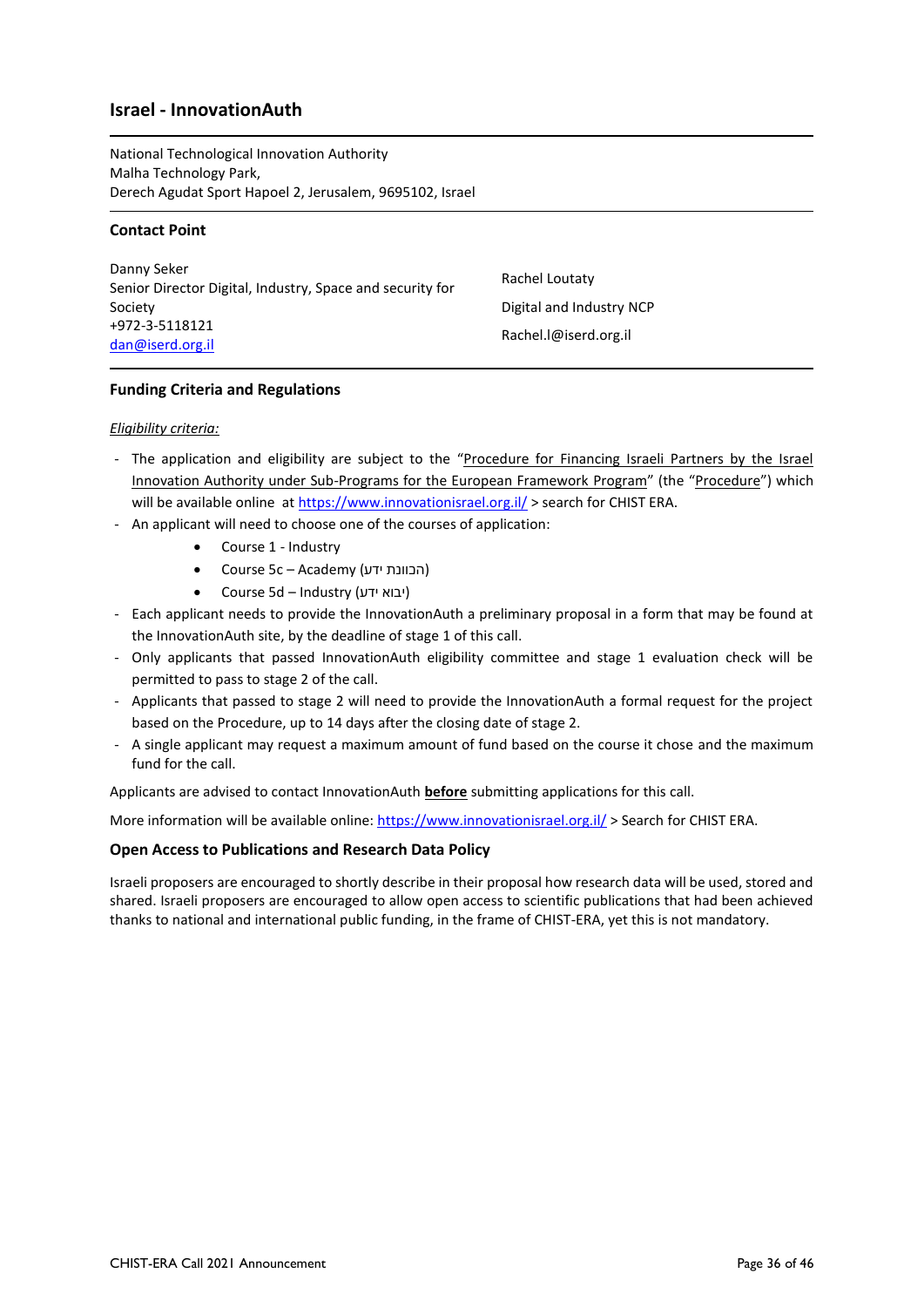## Israel - InnovationAuth

National Technological Innovation Authority
Malha Technology Park,
Derech Agudat Sport Hapoel 2, Jerusalem, 9695102, Israel

### Contact Point

Danny Seker
Senior Director Digital, Industry, Space and security for Society
+972-3-5118121
dan@iserd.org.il

Rachel Loutaty
Digital and Industry NCP
Rachel.l@iserd.org.il

### Funding Criteria and Regulations

*Eligibility criteria:*

- The application and eligibility are subject to the "Procedure for Financing Israeli Partners by the Israel Innovation Authority under Sub-Programs for the European Framework Program" (the "Procedure") which will be available online at https://www.innovationisrael.org.il/ > search for CHIST ERA.
- An applicant will need to choose one of the courses of application:
    - Course 1 - Industry
    - Course 5c – Academy (הכוונת ידע)
    - Course 5d – Industry (יבוא ידע)
- Each applicant needs to provide the InnovationAuth a preliminary proposal in a form that may be found at the InnovationAuth site, by the deadline of stage 1 of this call.
- Only applicants that passed InnovationAuth eligibility committee and stage 1 evaluation check will be permitted to pass to stage 2 of the call.
- Applicants that passed to stage 2 will need to provide the InnovationAuth a formal request for the project based on the Procedure, up to 14 days after the closing date of stage 2.
- A single applicant may request a maximum amount of fund based on the course it chose and the maximum fund for the call.

Applicants are advised to contact InnovationAuth **before** submitting applications for this call.

More information will be available online: https://www.innovationisrael.org.il/ > Search for CHIST ERA.

### Open Access to Publications and Research Data Policy

Israeli proposers are encouraged to shortly describe in their proposal how research data will be used, stored and shared. Israeli proposers are encouraged to allow open access to scientific publications that had been achieved thanks to national and international public funding, in the frame of CHIST-ERA, yet this is not mandatory.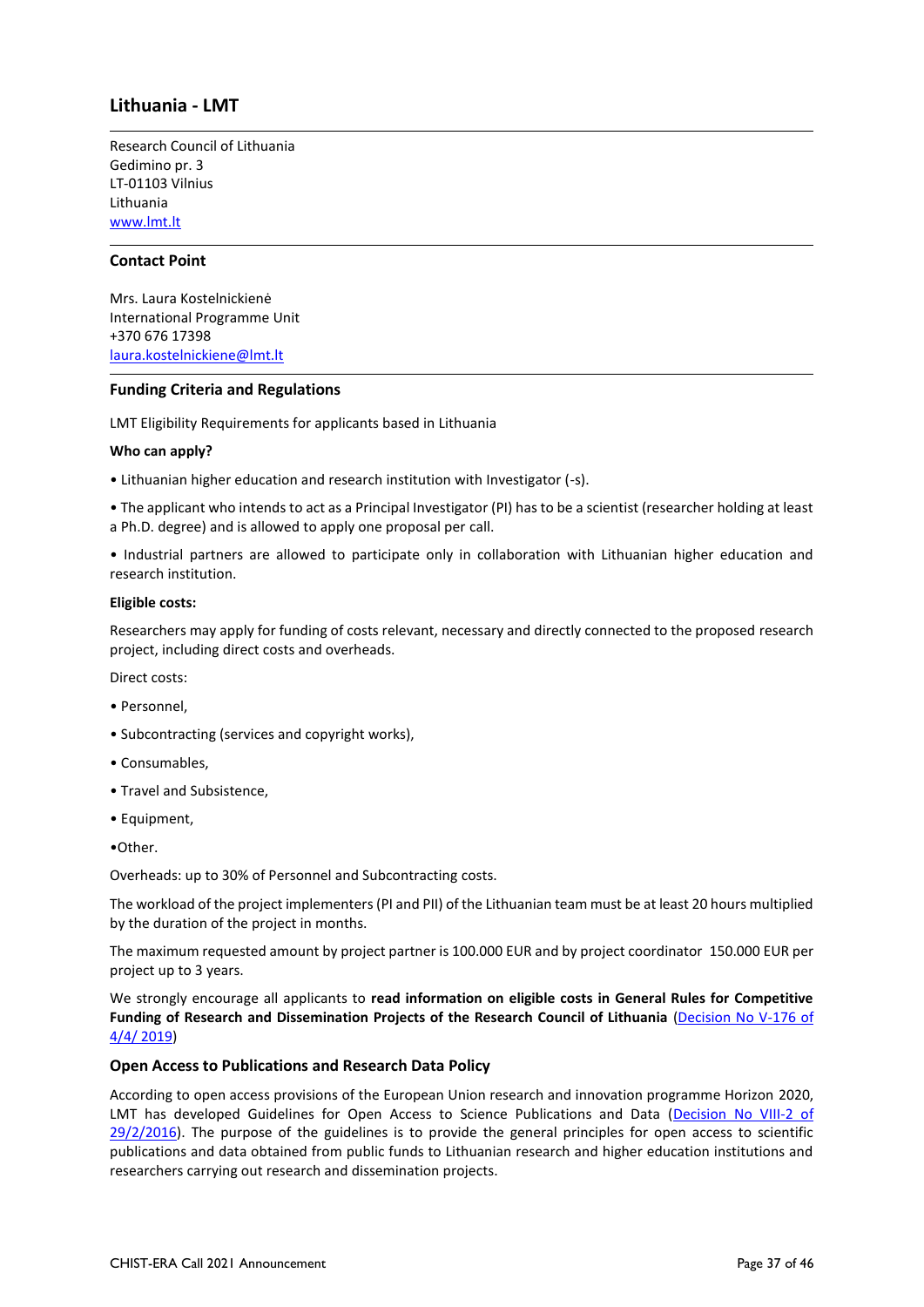## Lithuania - LMT

Research Council of Lithuania
Gedimino pr. 3
LT-01103 Vilnius
Lithuania
www.lmt.lt

### Contact Point

Mrs. Laura Kostelnickienė
International Programme Unit
+370 676 17398
laura.kostelnickiene@lmt.lt

### Funding Criteria and Regulations

LMT Eligibility Requirements for applicants based in Lithuania

**Who can apply?**

• Lithuanian higher education and research institution with Investigator (-s).

• The applicant who intends to act as a Principal Investigator (PI) has to be a scientist (researcher holding at least a Ph.D. degree) and is allowed to apply one proposal per call.

• Industrial partners are allowed to participate only in collaboration with Lithuanian higher education and research institution.

**Eligible costs:**

Researchers may apply for funding of costs relevant, necessary and directly connected to the proposed research project, including direct costs and overheads.

Direct costs:

• Personnel,

• Subcontracting (services and copyright works),

• Consumables,

• Travel and Subsistence,

• Equipment,

•Other.

Overheads: up to 30% of Personnel and Subcontracting costs.

The workload of the project implementers (PI and PII) of the Lithuanian team must be at least 20 hours multiplied by the duration of the project in months.

The maximum requested amount by project partner is 100.000 EUR and by project coordinator 150.000 EUR per project up to 3 years.

We strongly encourage all applicants to **read information on eligible costs in General Rules for Competitive Funding of Research and Dissemination Projects of the Research Council of Lithuania** (Decision No V-176 of 4/4/ 2019)

### Open Access to Publications and Research Data Policy

According to open access provisions of the European Union research and innovation programme Horizon 2020, LMT has developed Guidelines for Open Access to Science Publications and Data (Decision No VIII-2 of 29/2/2016). The purpose of the guidelines is to provide the general principles for open access to scientific publications and data obtained from public funds to Lithuanian research and higher education institutions and researchers carrying out research and dissemination projects.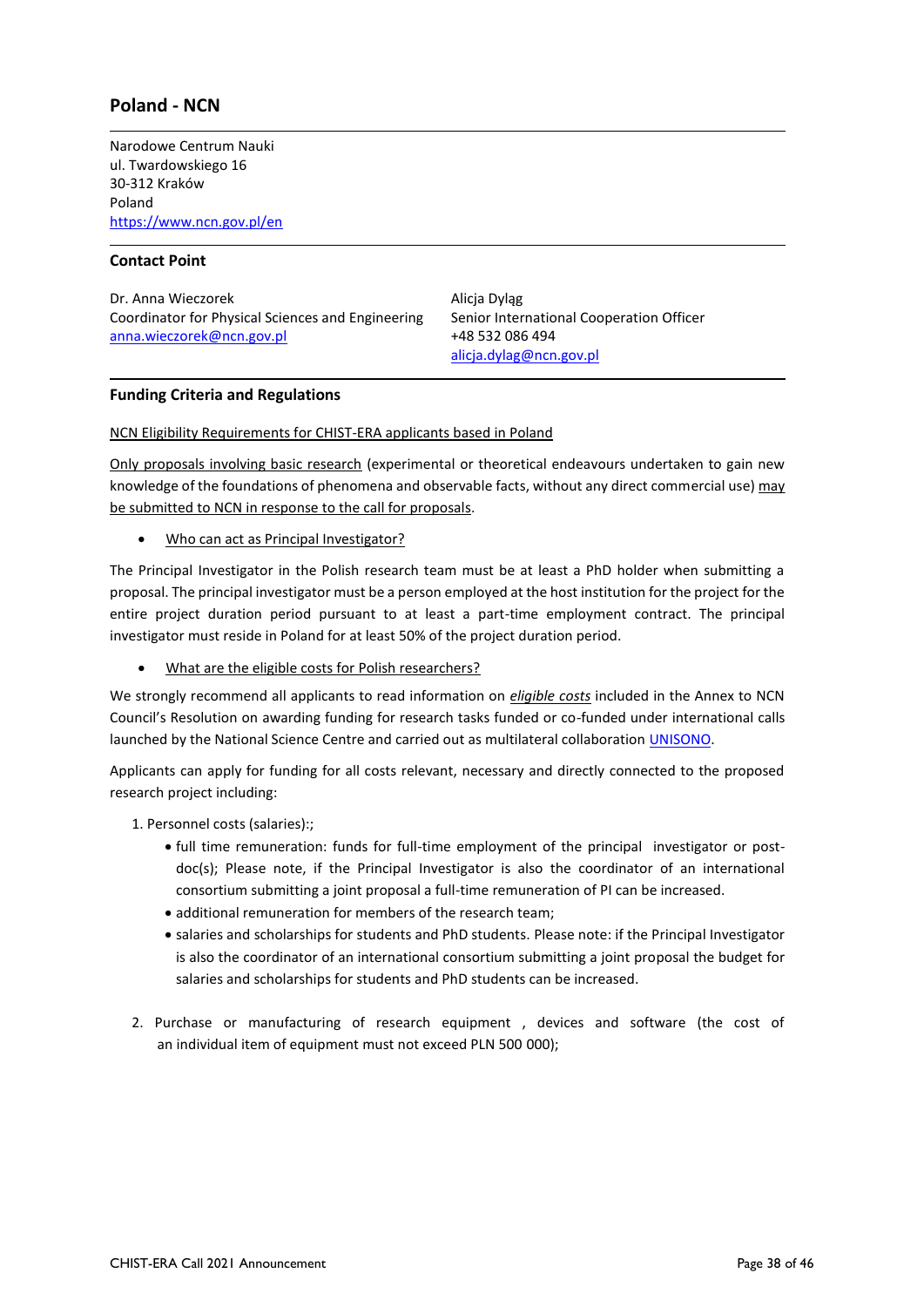## Poland - NCN

Narodowe Centrum Nauki
ul. Twardowskiego 16
30-312 Kraków
Poland
https://www.ncn.gov.pl/en

### Contact Point

Dr. Anna Wieczorek
Coordinator for Physical Sciences and Engineering
anna.wieczorek@ncn.gov.pl

Alicja Dyląg
Senior International Cooperation Officer
+48 532 086 494
alicja.dylag@ncn.gov.pl

### Funding Criteria and Regulations

NCN Eligibility Requirements for CHIST-ERA applicants based in Poland

Only proposals involving basic research (experimental or theoretical endeavours undertaken to gain new knowledge of the foundations of phenomena and observable facts, without any direct commercial use) may be submitted to NCN in response to the call for proposals.

- Who can act as Principal Investigator?

The Principal Investigator in the Polish research team must be at least a PhD holder when submitting a proposal. The principal investigator must be a person employed at the host institution for the project for the entire project duration period pursuant to at least a part-time employment contract. The principal investigator must reside in Poland for at least 50% of the project duration period.

- What are the eligible costs for Polish researchers?

We strongly recommend all applicants to read information on ***eligible costs*** included in the Annex to NCN Council's Resolution on awarding funding for research tasks funded or co-funded under international calls launched by the National Science Centre and carried out as multilateral collaboration UNISONO.

Applicants can apply for funding for all costs relevant, necessary and directly connected to the proposed research project including:

1. Personnel costs (salaries):;
   - full time remuneration: funds for full-time employment of the principal investigator or post-doc(s); Please note, if the Principal Investigator is also the coordinator of an international consortium submitting a joint proposal a full-time remuneration of PI can be increased.
   - additional remuneration for members of the research team;
   - salaries and scholarships for students and PhD students. Please note: if the Principal Investigator is also the coordinator of an international consortium submitting a joint proposal the budget for salaries and scholarships for students and PhD students can be increased.

2. Purchase or manufacturing of research equipment , devices and software (the cost of an individual item of equipment must not exceed PLN 500 000);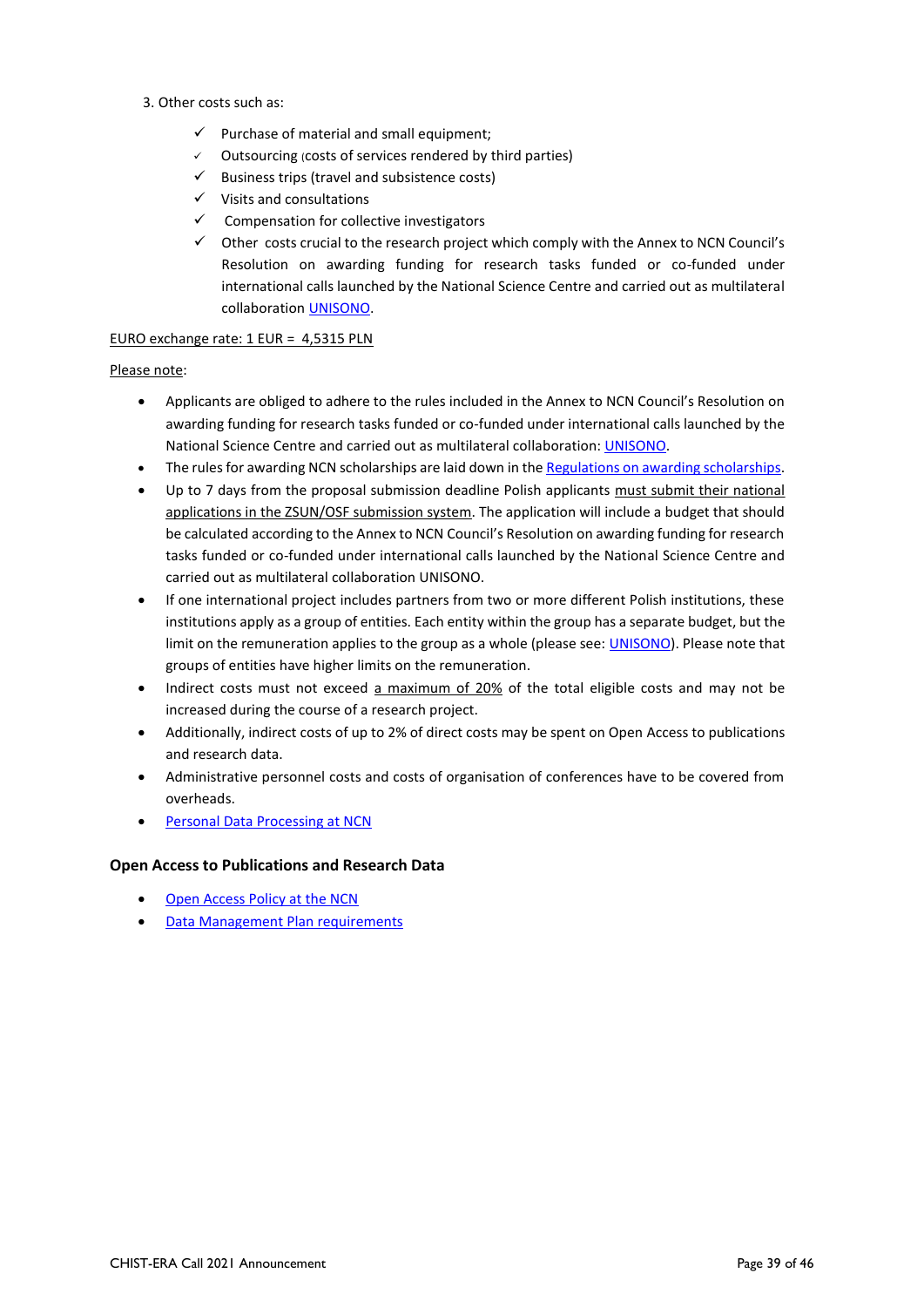3. Other costs such as:

   - ✓ Purchase of material and small equipment;
   - ✓ Outsourcing (costs of services rendered by third parties)
   - ✓ Business trips (travel and subsistence costs)
   - ✓ Visits and consultations
   - ✓ Compensation for collective investigators
   - ✓ Other costs crucial to the research project which comply with the Annex to NCN Council's Resolution on awarding funding for research tasks funded or co-funded under international calls launched by the National Science Centre and carried out as multilateral collaboration UNISONO.

<u>EURO exchange rate: 1 EUR = 4,5315 PLN</u>

<u>Please note</u>:

- Applicants are obliged to adhere to the rules included in the Annex to NCN Council's Resolution on awarding funding for research tasks funded or co-funded under international calls launched by the National Science Centre and carried out as multilateral collaboration: UNISONO.
- The rules for awarding NCN scholarships are laid down in the Regulations on awarding scholarships.
- Up to 7 days from the proposal submission deadline Polish applicants <u>must submit their national applications in the ZSUN/OSF submission system</u>. The application will include a budget that should be calculated according to the Annex to NCN Council's Resolution on awarding funding for research tasks funded or co-funded under international calls launched by the National Science Centre and carried out as multilateral collaboration UNISONO.
- If one international project includes partners from two or more different Polish institutions, these institutions apply as a group of entities. Each entity within the group has a separate budget, but the limit on the remuneration applies to the group as a whole (please see: UNISONO). Please note that groups of entities have higher limits on the remuneration.
- Indirect costs must not exceed <u>a maximum of 20%</u> of the total eligible costs and may not be increased during the course of a research project.
- Additionally, indirect costs of up to 2% of direct costs may be spent on Open Access to publications and research data.
- Administrative personnel costs and costs of organisation of conferences have to be covered from overheads.
- Personal Data Processing at NCN

### Open Access to Publications and Research Data

- Open Access Policy at the NCN
- Data Management Plan requirements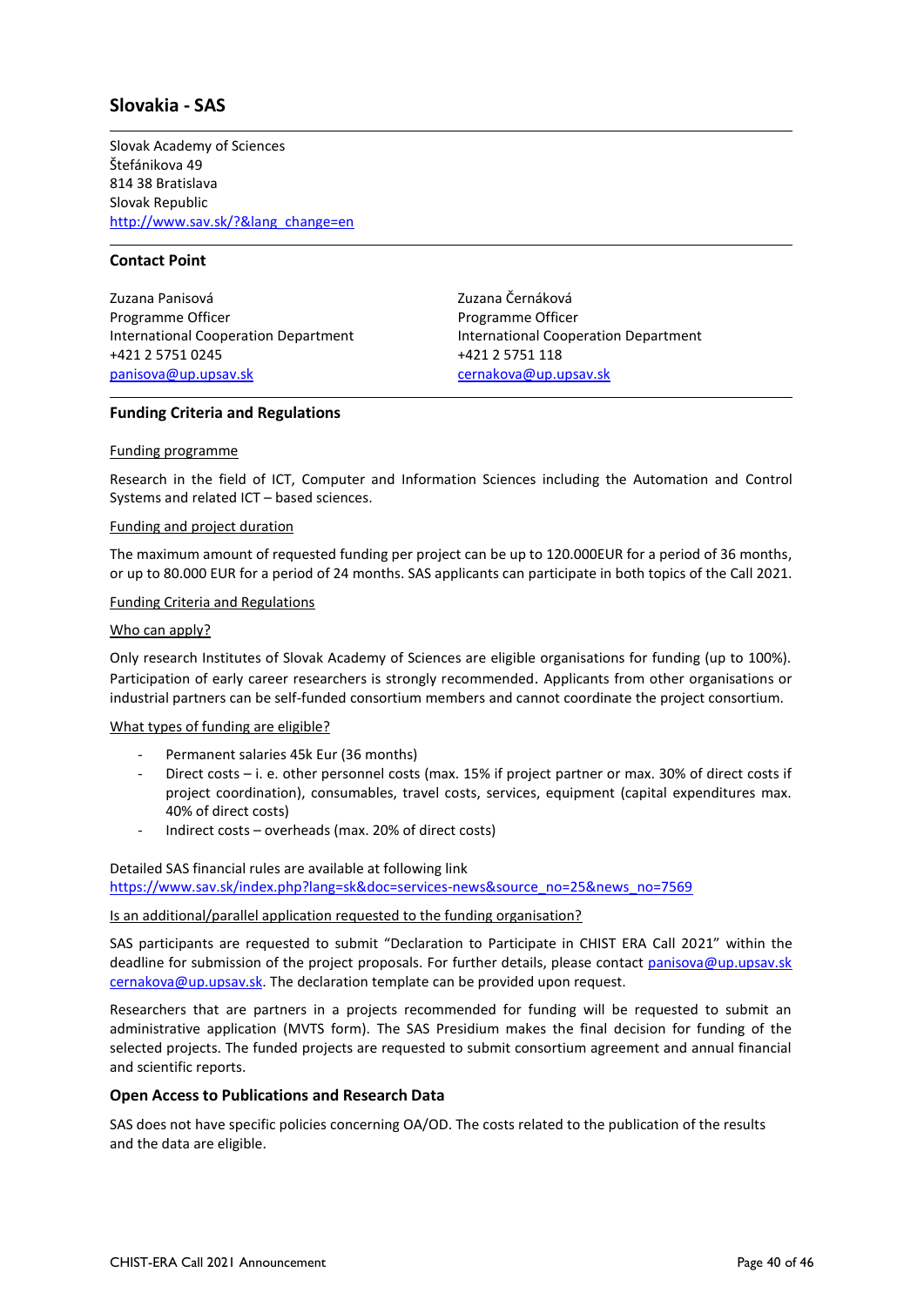## Slovakia - SAS

Slovak Academy of Sciences
Štefánikova 49
814 38 Bratislava
Slovak Republic
http://www.sav.sk/?&lang_change=en

### Contact Point

Zuzana Panisová
Programme Officer
International Cooperation Department
+421 2 5751 0245
panisova@up.upsav.sk

Zuzana Černáková
Programme Officer
International Cooperation Department
+421 2 5751 118
cernakova@up.upsav.sk

### Funding Criteria and Regulations

Funding programme

Research in the field of ICT, Computer and Information Sciences including the Automation and Control Systems and related ICT – based sciences.

Funding and project duration

The maximum amount of requested funding per project can be up to 120.000EUR for a period of 36 months, or up to 80.000 EUR for a period of 24 months. SAS applicants can participate in both topics of the Call 2021.

Funding Criteria and Regulations

Who can apply?

Only research Institutes of Slovak Academy of Sciences are eligible organisations for funding (up to 100%). Participation of early career researchers is strongly recommended. Applicants from other organisations or industrial partners can be self-funded consortium members and cannot coordinate the project consortium.

What types of funding are eligible?

- Permanent salaries 45k Eur (36 months)
- Direct costs – i. e. other personnel costs (max. 15% if project partner or max. 30% of direct costs if project coordination), consumables, travel costs, services, equipment (capital expenditures max. 40% of direct costs)
- Indirect costs – overheads (max. 20% of direct costs)

Detailed SAS financial rules are available at following link
https://www.sav.sk/index.php?lang=sk&doc=services-news&source_no=25&news_no=7569

Is an additional/parallel application requested to the funding organisation?

SAS participants are requested to submit "Declaration to Participate in CHIST ERA Call 2021" within the deadline for submission of the project proposals. For further details, please contact panisova@up.upsav.sk cernakova@up.upsav.sk. The declaration template can be provided upon request.

Researchers that are partners in a projects recommended for funding will be requested to submit an administrative application (MVTS form). The SAS Presidium makes the final decision for funding of the selected projects. The funded projects are requested to submit consortium agreement and annual financial and scientific reports.

### Open Access to Publications and Research Data

SAS does not have specific policies concerning OA/OD. The costs related to the publication of the results and the data are eligible.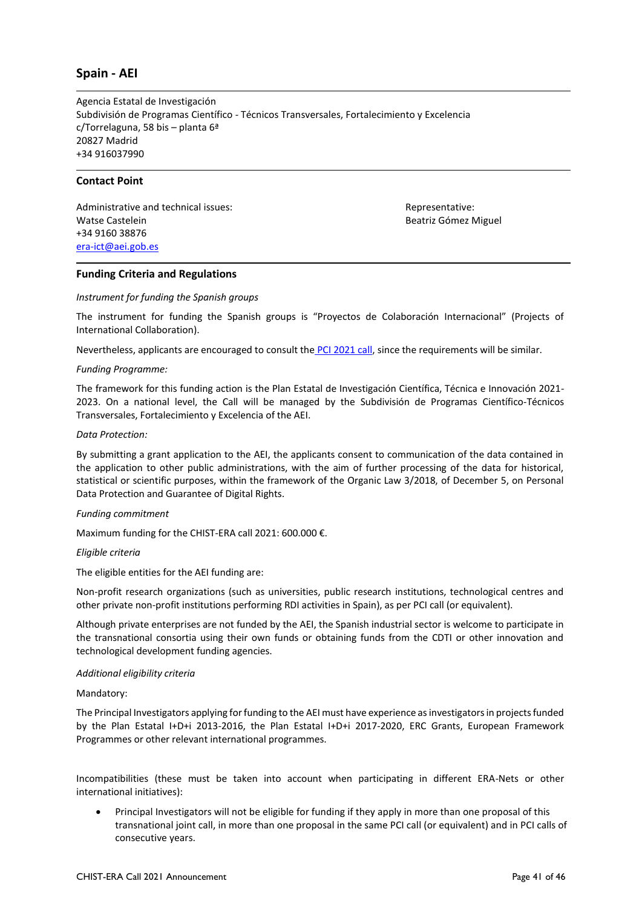## Spain - AEI

Agencia Estatal de Investigación
Subdivisión de Programas Científico - Técnicos Transversales, Fortalecimiento y Excelencia
c/Torrelaguna, 58 bis – planta 6ª
20827 Madrid
+34 916037990

### Contact Point

Administrative and technical issues:
Watse Castelein
+34 9160 38876
era-ict@aei.gob.es

Representative:
Beatriz Gómez Miguel

### Funding Criteria and Regulations

*Instrument for funding the Spanish groups*

The instrument for funding the Spanish groups is "Proyectos de Colaboración Internacional" (Projects of International Collaboration).

Nevertheless, applicants are encouraged to consult the PCI 2021 call, since the requirements will be similar.

*Funding Programme:*

The framework for this funding action is the Plan Estatal de Investigación Científica, Técnica e Innovación 2021-2023. On a national level, the Call will be managed by the Subdivisión de Programas Científico-Técnicos Transversales, Fortalecimiento y Excelencia of the AEI.

*Data Protection:*

By submitting a grant application to the AEI, the applicants consent to communication of the data contained in the application to other public administrations, with the aim of further processing of the data for historical, statistical or scientific purposes, within the framework of the Organic Law 3/2018, of December 5, on Personal Data Protection and Guarantee of Digital Rights.

*Funding commitment*

Maximum funding for the CHIST-ERA call 2021: 600.000 €.

*Eligible criteria*

The eligible entities for the AEI funding are:

Non-profit research organizations (such as universities, public research institutions, technological centres and other private non-profit institutions performing RDI activities in Spain), as per PCI call (or equivalent).

Although private enterprises are not funded by the AEI, the Spanish industrial sector is welcome to participate in the transnational consortia using their own funds or obtaining funds from the CDTI or other innovation and technological development funding agencies.

*Additional eligibility criteria*

Mandatory:

The Principal Investigators applying for funding to the AEI must have experience as investigators in projects funded by the Plan Estatal I+D+i 2013-2016, the Plan Estatal I+D+i 2017-2020, ERC Grants, European Framework Programmes or other relevant international programmes.

Incompatibilities (these must be taken into account when participating in different ERA-Nets or other international initiatives):

- Principal Investigators will not be eligible for funding if they apply in more than one proposal of this transnational joint call, in more than one proposal in the same PCI call (or equivalent) and in PCI calls of consecutive years.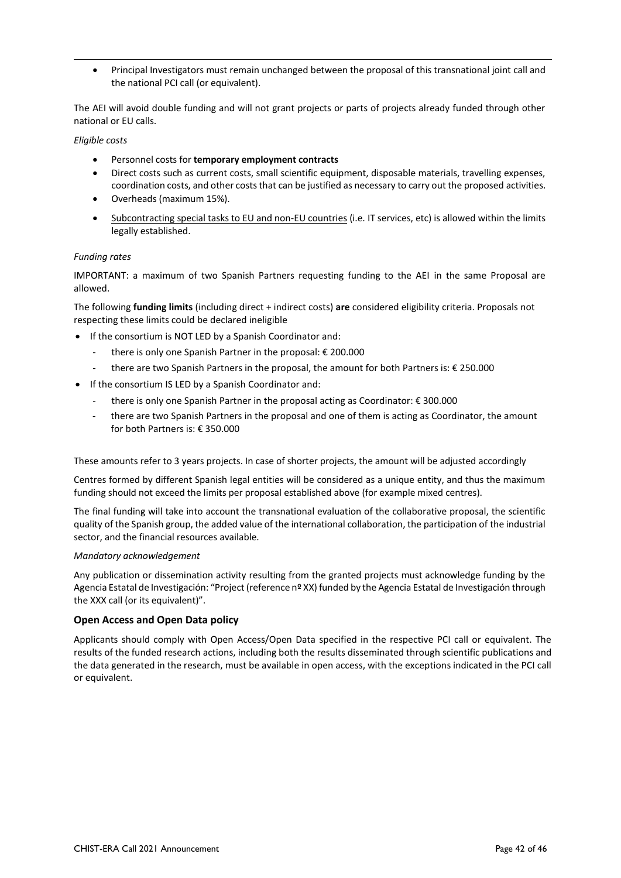- Principal Investigators must remain unchanged between the proposal of this transnational joint call and the national PCI call (or equivalent).

The AEI will avoid double funding and will not grant projects or parts of projects already funded through other national or EU calls.

*Eligible costs*

- Personnel costs for **temporary employment contracts**
- Direct costs such as current costs, small scientific equipment, disposable materials, travelling expenses, coordination costs, and other costs that can be justified as necessary to carry out the proposed activities.
- Overheads (maximum 15%).
- Subcontracting special tasks to EU and non-EU countries (i.e. IT services, etc) is allowed within the limits legally established.

*Funding rates*

IMPORTANT: a maximum of two Spanish Partners requesting funding to the AEI in the same Proposal are allowed.

The following **funding limits** (including direct + indirect costs) **are** considered eligibility criteria. Proposals not respecting these limits could be declared ineligible

- If the consortium is NOT LED by a Spanish Coordinator and:
  - there is only one Spanish Partner in the proposal: € 200.000
  - there are two Spanish Partners in the proposal, the amount for both Partners is: € 250.000
- If the consortium IS LED by a Spanish Coordinator and:
  - there is only one Spanish Partner in the proposal acting as Coordinator: € 300.000
  - there are two Spanish Partners in the proposal and one of them is acting as Coordinator, the amount for both Partners is: € 350.000

These amounts refer to 3 years projects. In case of shorter projects, the amount will be adjusted accordingly

Centres formed by different Spanish legal entities will be considered as a unique entity, and thus the maximum funding should not exceed the limits per proposal established above (for example mixed centres).

The final funding will take into account the transnational evaluation of the collaborative proposal, the scientific quality of the Spanish group, the added value of the international collaboration, the participation of the industrial sector, and the financial resources available.

*Mandatory acknowledgement*

Any publication or dissemination activity resulting from the granted projects must acknowledge funding by the Agencia Estatal de Investigación: "Project (reference nº XX) funded by the Agencia Estatal de Investigación through the XXX call (or its equivalent)".

### Open Access and Open Data policy

Applicants should comply with Open Access/Open Data specified in the respective PCI call or equivalent. The results of the funded research actions, including both the results disseminated through scientific publications and the data generated in the research, must be available in open access, with the exceptions indicated in the PCI call or equivalent.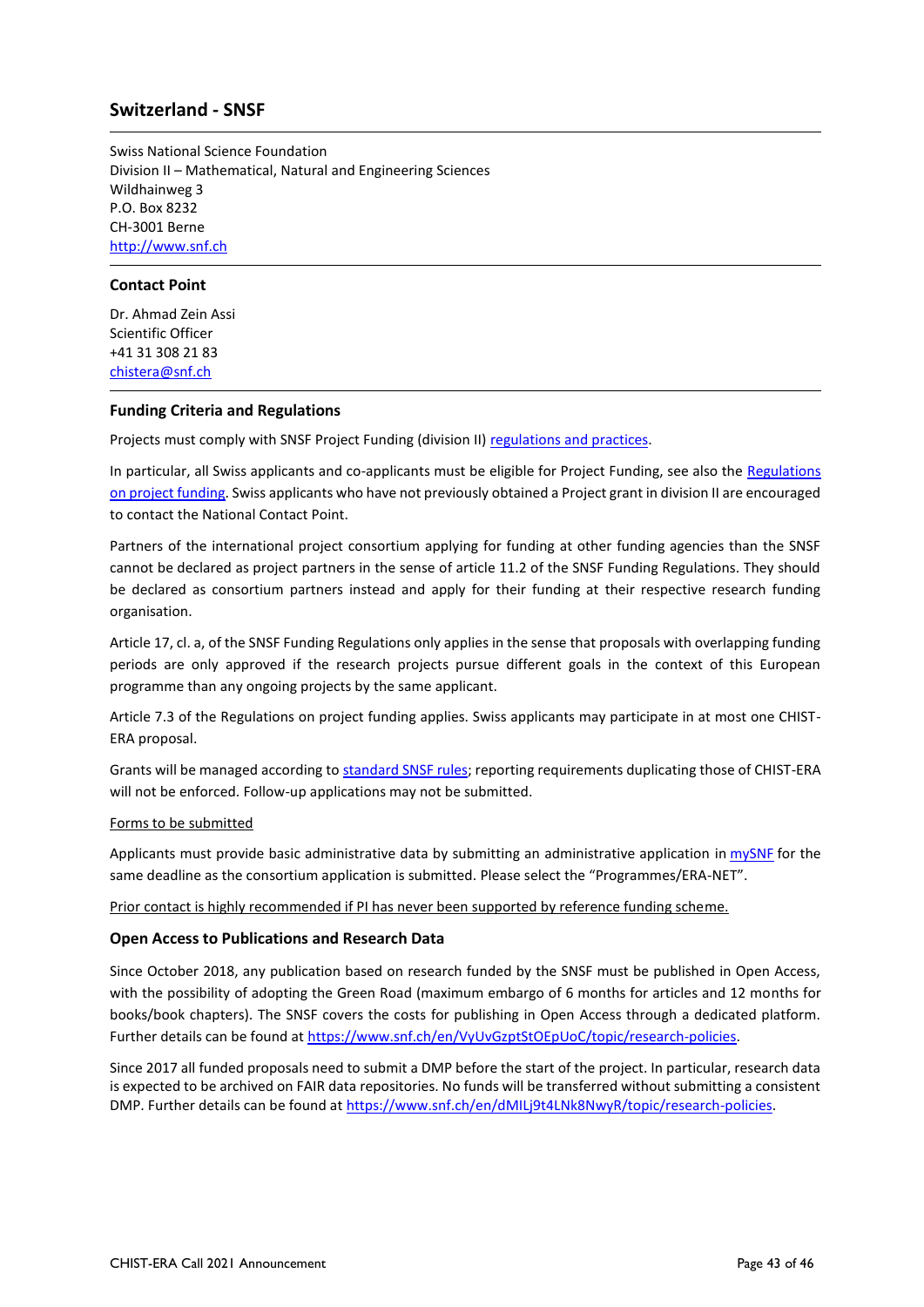## Switzerland - SNSF

Swiss National Science Foundation
Division II – Mathematical, Natural and Engineering Sciences
Wildhainweg 3
P.O. Box 8232
CH-3001 Berne
http://www.snf.ch

### Contact Point

Dr. Ahmad Zein Assi
Scientific Officer
+41 31 308 21 83
chistera@snf.ch

### Funding Criteria and Regulations

Projects must comply with SNSF Project Funding (division II) regulations and practices.

In particular, all Swiss applicants and co-applicants must be eligible for Project Funding, see also the Regulations on project funding. Swiss applicants who have not previously obtained a Project grant in division II are encouraged to contact the National Contact Point.

Partners of the international project consortium applying for funding at other funding agencies than the SNSF cannot be declared as project partners in the sense of article 11.2 of the SNSF Funding Regulations. They should be declared as consortium partners instead and apply for their funding at their respective research funding organisation.

Article 17, cl. a, of the SNSF Funding Regulations only applies in the sense that proposals with overlapping funding periods are only approved if the research projects pursue different goals in the context of this European programme than any ongoing projects by the same applicant.

Article 7.3 of the Regulations on project funding applies. Swiss applicants may participate in at most one CHIST-ERA proposal.

Grants will be managed according to standard SNSF rules; reporting requirements duplicating those of CHIST-ERA will not be enforced. Follow-up applications may not be submitted.

Forms to be submitted

Applicants must provide basic administrative data by submitting an administrative application in mySNF for the same deadline as the consortium application is submitted. Please select the "Programmes/ERA-NET".

Prior contact is highly recommended if PI has never been supported by reference funding scheme.

### Open Access to Publications and Research Data

Since October 2018, any publication based on research funded by the SNSF must be published in Open Access, with the possibility of adopting the Green Road (maximum embargo of 6 months for articles and 12 months for books/book chapters). The SNSF covers the costs for publishing in Open Access through a dedicated platform. Further details can be found at https://www.snf.ch/en/VyUvGzptStOEpUoC/topic/research-policies.

Since 2017 all funded proposals need to submit a DMP before the start of the project. In particular, research data is expected to be archived on FAIR data repositories. No funds will be transferred without submitting a consistent DMP. Further details can be found at https://www.snf.ch/en/dMILj9t4LNk8NwyR/topic/research-policies.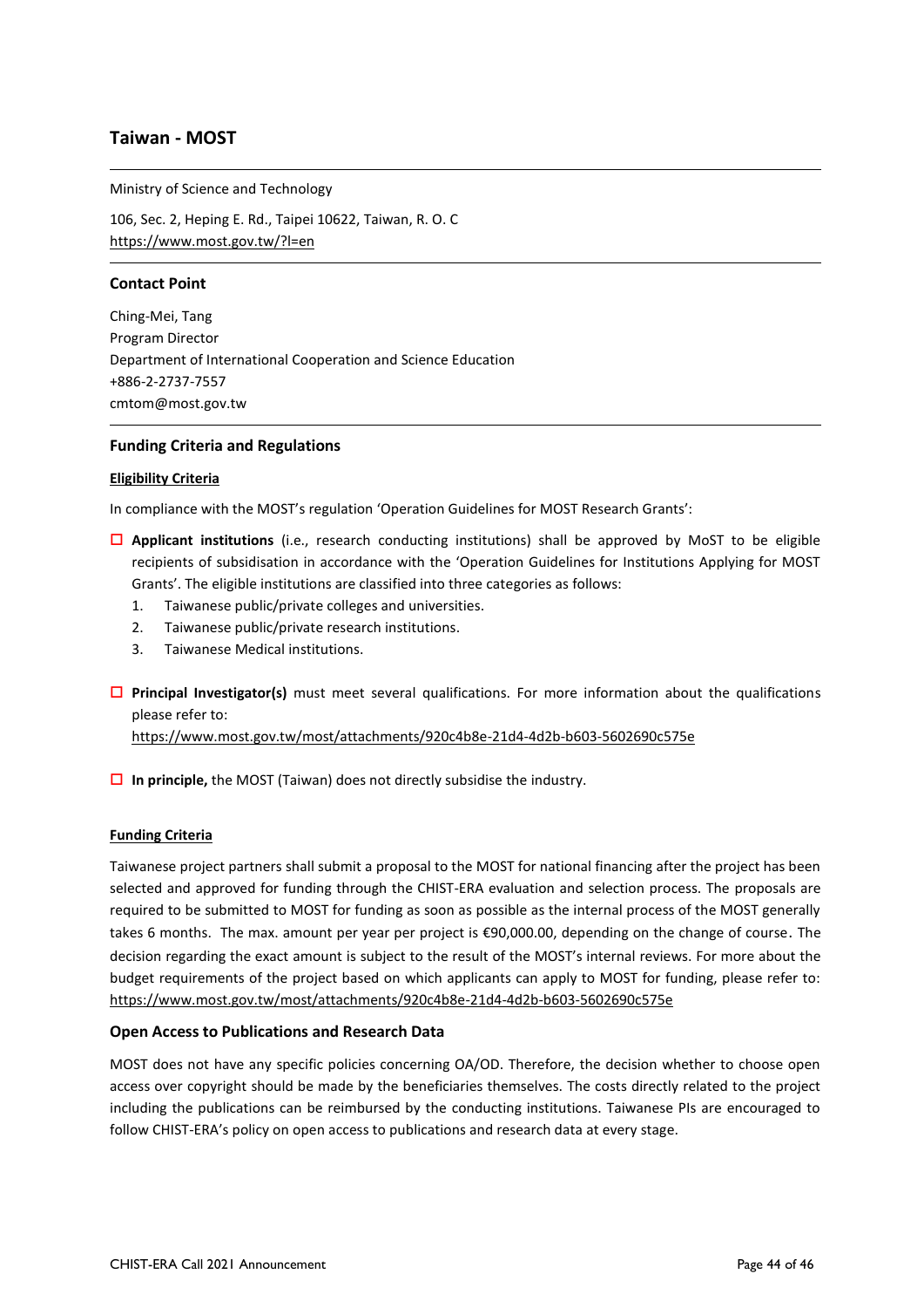## Taiwan - MOST

Ministry of Science and Technology

106, Sec. 2, Heping E. Rd., Taipei 10622, Taiwan, R. O. C
https://www.most.gov.tw/?l=en

### Contact Point

Ching-Mei, Tang
Program Director
Department of International Cooperation and Science Education
+886-2-2737-7557
cmtom@most.gov.tw

### Funding Criteria and Regulations

**Eligibility Criteria**

In compliance with the MOST's regulation 'Operation Guidelines for MOST Research Grants':

- **Applicant institutions** (i.e., research conducting institutions) shall be approved by MoST to be eligible recipients of subsidisation in accordance with the 'Operation Guidelines for Institutions Applying for MOST Grants'. The eligible institutions are classified into three categories as follows:
  1. Taiwanese public/private colleges and universities.
  2. Taiwanese public/private research institutions.
  3. Taiwanese Medical institutions.

- **Principal Investigator(s)** must meet several qualifications. For more information about the qualifications please refer to:
  https://www.most.gov.tw/most/attachments/920c4b8e-21d4-4d2b-b603-5602690c575e

- **In principle,** the MOST (Taiwan) does not directly subsidise the industry.

**Funding Criteria**

Taiwanese project partners shall submit a proposal to the MOST for national financing after the project has been selected and approved for funding through the CHIST-ERA evaluation and selection process. The proposals are required to be submitted to MOST for funding as soon as possible as the internal process of the MOST generally takes 6 months. The max. amount per year per project is €90,000.00, depending on the change of course. The decision regarding the exact amount is subject to the result of the MOST's internal reviews. For more about the budget requirements of the project based on which applicants can apply to MOST for funding, please refer to: https://www.most.gov.tw/most/attachments/920c4b8e-21d4-4d2b-b603-5602690c575e

### Open Access to Publications and Research Data

MOST does not have any specific policies concerning OA/OD. Therefore, the decision whether to choose open access over copyright should be made by the beneficiaries themselves. The costs directly related to the project including the publications can be reimbursed by the conducting institutions. Taiwanese PIs are encouraged to follow CHIST-ERA's policy on open access to publications and research data at every stage.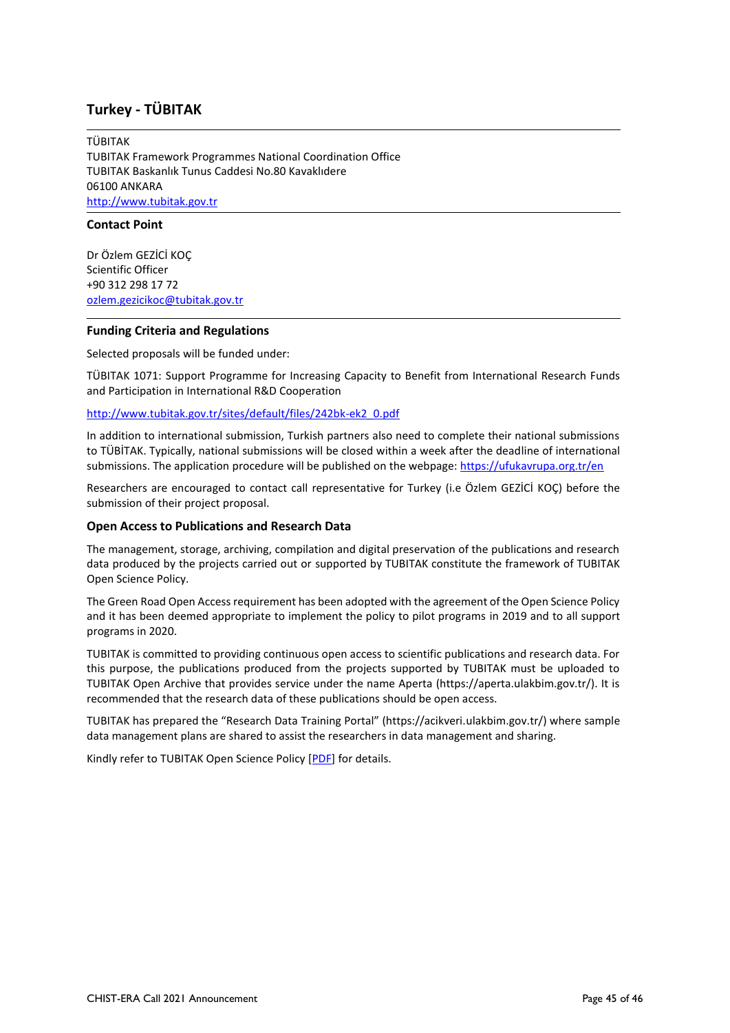## Turkey - TÜBITAK

TÜBITAK
TUBITAK Framework Programmes National Coordination Office
TUBITAK Baskanlık Tunus Caddesi No.80 Kavaklıdere
06100 ANKARA
http://www.tubitak.gov.tr

### Contact Point

Dr Özlem GEZİCİ KOÇ
Scientific Officer
+90 312 298 17 72
ozlem.gezicikoc@tubitak.gov.tr

### Funding Criteria and Regulations

Selected proposals will be funded under:

TÜBITAK 1071: Support Programme for Increasing Capacity to Benefit from International Research Funds and Participation in International R&D Cooperation

http://www.tubitak.gov.tr/sites/default/files/242bk-ek2_0.pdf

In addition to international submission, Turkish partners also need to complete their national submissions to TÜBİTAK. Typically, national submissions will be closed within a week after the deadline of international submissions. The application procedure will be published on the webpage: https://ufukavrupa.org.tr/en

Researchers are encouraged to contact call representative for Turkey (i.e Özlem GEZİCİ KOÇ) before the submission of their project proposal.

### Open Access to Publications and Research Data

The management, storage, archiving, compilation and digital preservation of the publications and research data produced by the projects carried out or supported by TUBITAK constitute the framework of TUBITAK Open Science Policy.

The Green Road Open Access requirement has been adopted with the agreement of the Open Science Policy and it has been deemed appropriate to implement the policy to pilot programs in 2019 and to all support programs in 2020.

TUBITAK is committed to providing continuous open access to scientific publications and research data. For this purpose, the publications produced from the projects supported by TUBITAK must be uploaded to TUBITAK Open Archive that provides service under the name Aperta (https://aperta.ulakbim.gov.tr/). It is recommended that the research data of these publications should be open access.

TUBITAK has prepared the "Research Data Training Portal" (https://acikveri.ulakbim.gov.tr/) where sample data management plans are shared to assist the researchers in data management and sharing.

Kindly refer to TUBITAK Open Science Policy [PDF] for details.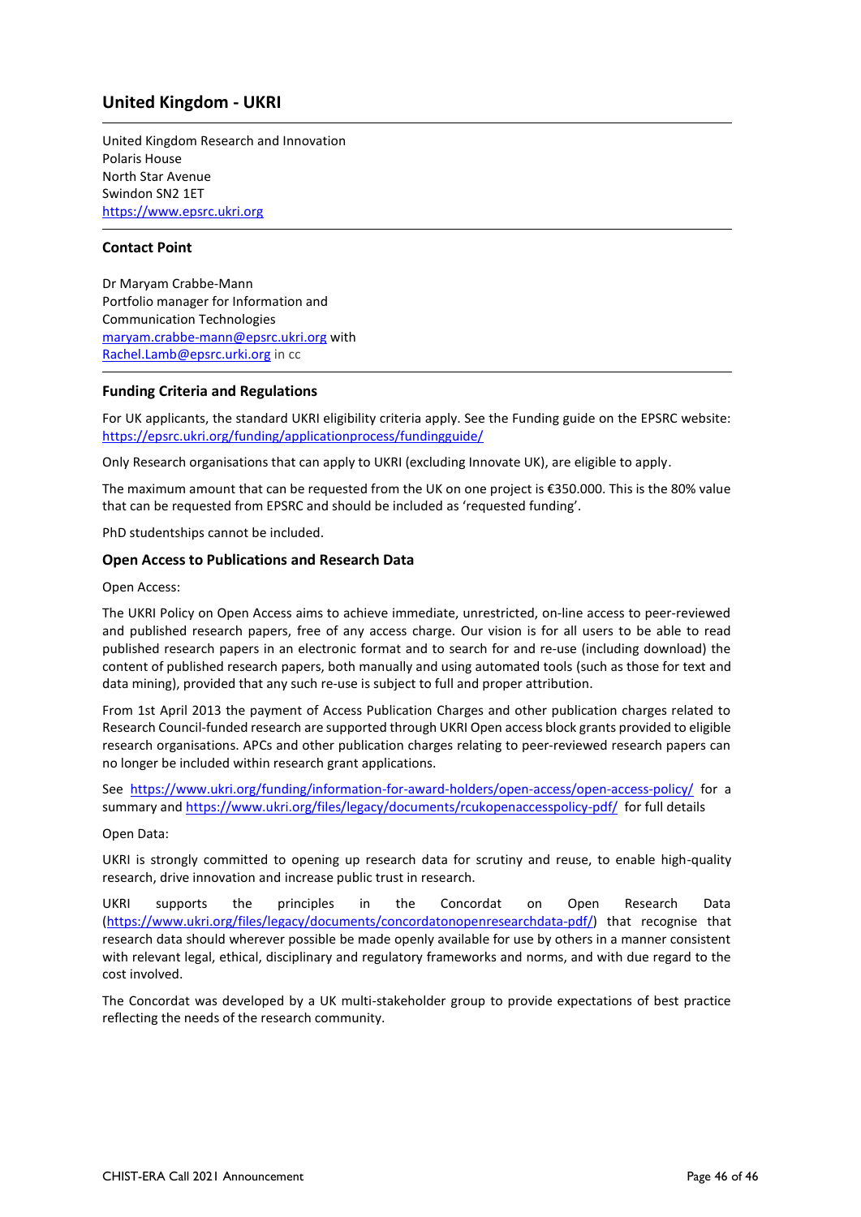## United Kingdom - UKRI

United Kingdom Research and Innovation
Polaris House
North Star Avenue
Swindon SN2 1ET
https://www.epsrc.ukri.org

### Contact Point

Dr Maryam Crabbe-Mann
Portfolio manager for Information and Communication Technologies
maryam.crabbe-mann@epsrc.ukri.org with Rachel.Lamb@epsrc.urki.org in cc

### Funding Criteria and Regulations

For UK applicants, the standard UKRI eligibility criteria apply. See the Funding guide on the EPSRC website: https://epsrc.ukri.org/funding/applicationprocess/fundingguide/

Only Research organisations that can apply to UKRI (excluding Innovate UK), are eligible to apply.

The maximum amount that can be requested from the UK on one project is €350.000. This is the 80% value that can be requested from EPSRC and should be included as 'requested funding'.

PhD studentships cannot be included.

### Open Access to Publications and Research Data

Open Access:

The UKRI Policy on Open Access aims to achieve immediate, unrestricted, on-line access to peer-reviewed and published research papers, free of any access charge. Our vision is for all users to be able to read published research papers in an electronic format and to search for and re-use (including download) the content of published research papers, both manually and using automated tools (such as those for text and data mining), provided that any such re-use is subject to full and proper attribution.

From 1st April 2013 the payment of Access Publication Charges and other publication charges related to Research Council-funded research are supported through UKRI Open access block grants provided to eligible research organisations. APCs and other publication charges relating to peer-reviewed research papers can no longer be included within research grant applications.

See https://www.ukri.org/funding/information-for-award-holders/open-access/open-access-policy/ for a summary and https://www.ukri.org/files/legacy/documents/rcukopenaccesspolicy-pdf/ for full details

Open Data:

UKRI is strongly committed to opening up research data for scrutiny and reuse, to enable high-quality research, drive innovation and increase public trust in research.

UKRI supports the principles in the Concordat on Open Research Data (https://www.ukri.org/files/legacy/documents/concordatonopenresearchdata-pdf/) that recognise that research data should wherever possible be made openly available for use by others in a manner consistent with relevant legal, ethical, disciplinary and regulatory frameworks and norms, and with due regard to the cost involved.

The Concordat was developed by a UK multi-stakeholder group to provide expectations of best practice reflecting the needs of the research community.